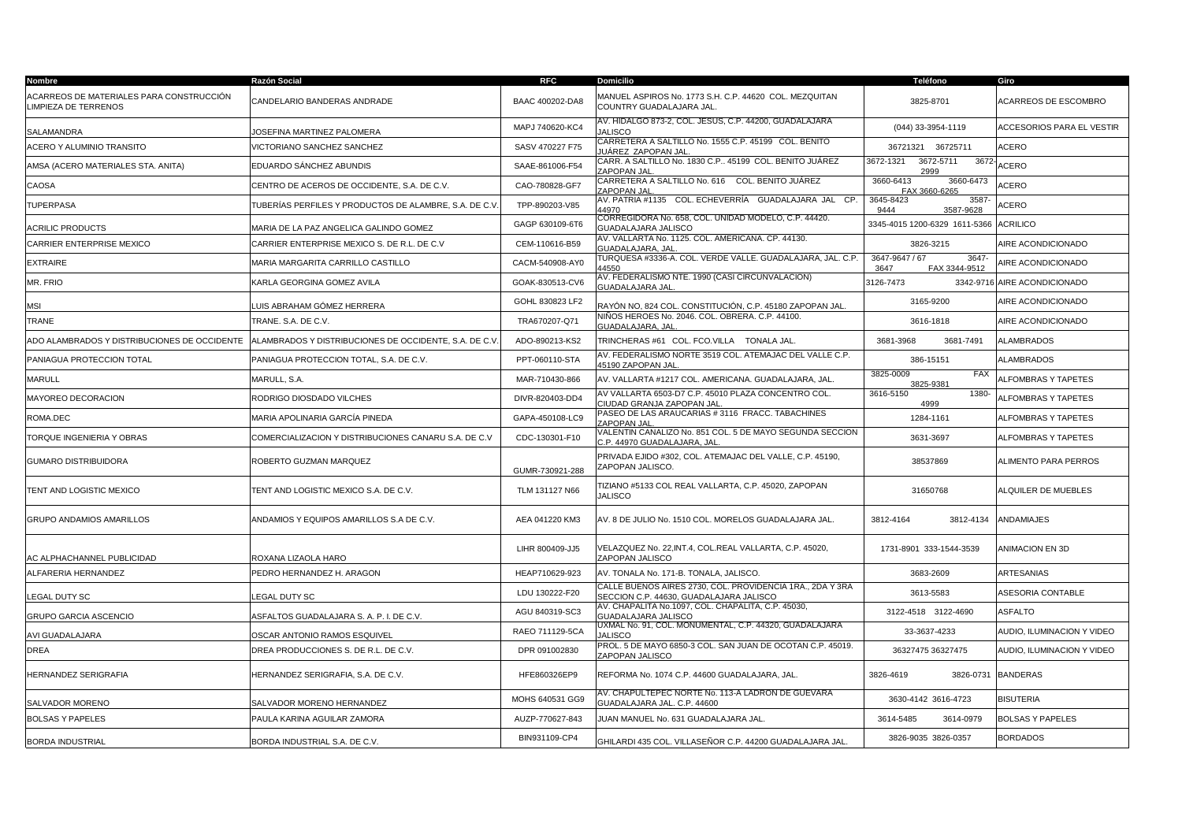| Nombre | Razón Social | RFC | Domicilio | Teléfono | Giro |
|---|---|---|---|---|---|
| ACARREOS DE MATERIALES PARA CONSTRUCCIÓN LIMPIEZA DE TERRENOS | CANDELARIO BANDERAS ANDRADE | BAAC 400202-DA8 | MANUEL ASPIROS No. 1773 S.H. C.P. 44620 COL. MEZQUITAN COUNTRY GUADALAJARA JAL. | 3825-8701 | ACARREOS DE ESCOMBRO |
| SALAMANDRA | JOSEFINA MARTINEZ PALOMERA | MAPJ 740620-KC4 | AV. HIDALGO 873-2, COL. JESUS, C.P. 44200, GUADALAJARA JALISCO | (044) 33-3954-1119 | ACCESORIOS PARA EL VESTIR |
| ACERO Y ALUMINIO TRANSITO | VICTORIANO SANCHEZ SANCHEZ | SASV 470227 F75 | CARRETERA A SALTILLO No. 1555 C.P. 45199 COL. BENITO JUÁREZ ZAPOPAN JAL. | 36721321 36725711 | ACERO |
| AMSA (ACERO MATERIALES STA. ANITA) | EDUARDO SÁNCHEZ ABUNDIS | SAAE-861006-F54 | CARR. A SALTILLO No. 1830 C.P.. 45199 COL. BENITO JUÁREZ ZAPOPAN JAL. | 3672-1321 3672-5711 3672-2999 | ACERO |
| CAOSA | CENTRO DE ACEROS DE OCCIDENTE, S.A. DE C.V. | CAO-780828-GF7 | CARRETERA A SALTILLO No. 616 COL. BENITO JUÁREZ ZAPOPAN JAL. | 3660-6413 3660-6473 FAX 3660-6265 | ACERO |
| TUPERPASA | TUBERÍAS PERFILES Y PRODUCTOS DE ALAMBRE, S.A. DE C.V. | TPP-890203-V85 | AV. PATRIA #1135 COL. ECHEVERRÍA GUADALAJARA JAL CP. 44970 | 3645-8423 3587-9444 3587-9628 | ACERO |
| ACRILIC PRODUCTS | MARIA DE LA PAZ ANGELICA GALINDO GOMEZ | GAGP 630109-6T6 | CORREGIDORA No. 658, COL. UNIDAD MODELO, C.P. 44420. GUADALAJARA JALISCO | 3345-4015 1200-6329 1611-5366 | ACRILICO |
| CARRIER ENTERPRISE MEXICO | CARRIER ENTERPRISE MEXICO S. DE R.L. DE C.V | CEM-110616-B59 | AV. VALLARTA No. 1125. COL. AMERICANA. CP. 44130. GUADALAJARA, JAL. | 3826-3215 | AIRE ACONDICIONADO |
| EXTRAIRE | MARIA MARGARITA CARRILLO CASTILLO | CACM-540908-AY0 | TURQUESA #3336-A. COL. VERDE VALLE. GUADALAJARA, JAL. C.P. 44550 | 3647-9647 / 67 3647-3647 FAX 3344-9512 | AIRE ACONDICIONADO |
| MR. FRIO | KARLA GEORGINA GOMEZ AVILA | GOAK-830513-CV6 | AV. FEDERALISMO NTE. 1990 (CASI CIRCUNVALACION) GUADALAJARA JAL. | 3126-7473 3342-9716 | AIRE ACONDICIONADO |
| MSI | LUIS ABRAHAM GÓMEZ HERRERA | GOHL 830823 LF2 | RAYÓN NO, 824 COL. CONSTITUCIÓN, C.P. 45180 ZAPOPAN JAL. | 3165-9200 | AIRE ACONDICIONADO |
| TRANE | TRANE. S.A. DE C.V. | TRA670207-Q71 | NIÑOS HEROES No. 2046. COL. OBRERA. C.P. 44100. GUADALAJARA, JAL. | 3616-1818 | AIRE ACONDICIONADO |
| ADO ALAMBRADOS Y DISTRIBUCIONES DE OCCIDENTE | ALAMBRADOS Y DISTRIBUCIONES DE OCCIDENTE, S.A. DE C.V. | ADO-890213-KS2 | TRINCHERAS #61 COL. FCO.VILLA TONALA JAL. | 3681-3968 3681-7491 | ALAMBRADOS |
| PANIAGUA PROTECCION TOTAL | PANIAGUA PROTECCION TOTAL, S.A. DE C.V. | PPT-060110-STA | AV. FEDERALISMO NORTE 3519 COL. ATEMAJAC DEL VALLE C.P. 45190 ZAPOPAN JAL. | 386-15151 | ALAMBRADOS |
| MARULL | MARULL, S.A. | MAR-710430-866 | AV. VALLARTA #1217 COL. AMERICANA. GUADALAJARA, JAL. | 3825-0009 FAX 3825-9381 | ALFOMBRAS Y TAPETES |
| MAYOREO DECORACION | RODRIGO DIOSDADO VILCHES | DIVR-820403-DD4 | AV VALLARTA 6503-D7 C.P. 45010 PLAZA CONCENTRO COL. CIUDAD GRANJA ZAPOPAN JAL. | 3616-5150 1380-4999 | ALFOMBRAS Y TAPETES |
| ROMA.DEC | MARIA APOLINARIA GARCÍA PINEDA | GAPA-450108-LC9 | PASEO DE LAS ARAUCARIAS # 3116 FRACC. TABACHINES ZAPOPAN JAL. | 1284-1161 | ALFOMBRAS Y TAPETES |
| TORQUE INGENIERIA Y OBRAS | COMERCIALIZACION Y DISTRIBUCIONES CANARU S.A. DE C.V | CDC-130301-F10 | VALENTIN CANALIZO No. 851 COL. 5 DE MAYO SEGUNDA SECCION C.P. 44970 GUADALAJARA, JAL. | 3631-3697 | ALFOMBRAS Y TAPETES |
| GUMARO DISTRIBUIDORA | ROBERTO GUZMAN MARQUEZ | GUMR-730921-288 | PRIVADA EJIDO #302, COL. ATEMAJAC DEL VALLE, C.P. 45190, ZAPOPAN JALISCO. | 38537869 | ALIMENTO PARA PERROS |
| TENT AND LOGISTIC MEXICO | TENT AND LOGISTIC MEXICO S.A. DE C.V. | TLM 131127 N66 | TIZIANO #5133 COL REAL VALLARTA, C.P. 45020, ZAPOPAN JALISCO | 31650768 | ALQUILER DE MUEBLES |
| GRUPO ANDAMIOS AMARILLOS | ANDAMIOS Y EQUIPOS AMARILLOS S.A DE C.V. | AEA 041220 KM3 | AV. 8 DE JULIO No. 1510 COL. MORELOS GUADALAJARA JAL. | 3812-4164 3812-4134 | ANDAMIAJES |
| AC ALPHACHANNEL PUBLICIDAD | ROXANA LIZAOLA HARO | LIHR 800409-JJ5 | VELAZQUEZ No. 22,INT.4, COL.REAL VALLARTA, C.P. 45020, ZAPOPAN JALISCO | 1731-8901 333-1544-3539 | ANIMACION EN 3D |
| ALFARERIA HERNANDEZ | PEDRO HERNANDEZ H. ARAGON | HEAP710629-923 | AV. TONALA No. 171-B. TONALA, JALISCO. | 3683-2609 | ARTESANIAS |
| LEGAL DUTY SC | LEGAL DUTY SC | LDU 130222-F20 | CALLE BUENOS AIRES 2730, COL. PROVIDENCIA 1RA., 2DA Y 3RA SECCION C.P. 44630, GUADALAJARA JALISCO | 3613-5583 | ASESORIA CONTABLE |
| GRUPO GARCIA ASCENCIO | ASFALTOS GUADALAJARA S. A. P. I. DE C.V. | AGU 840319-SC3 | AV. CHAPALITA No.1097, COL. CHAPALITA, C.P. 45030, GUADALAJARA JALISCO | 3122-4518 3122-4690 | ASFALTO |
| AVI GUADALAJARA | OSCAR ANTONIO RAMOS ESQUIVEL | RAEO 711129-5CA | UXMAL No. 91, COL. MONUMENTAL, C.P. 44320, GUADALAJARA JALISCO | 33-3637-4233 | AUDIO, ILUMINACION Y VIDEO |
| DREA | DREA PRODUCCIONES S. DE R.L. DE C.V. | DPR 091002830 | PROL. 5 DE MAYO 6850-3 COL. SAN JUAN DE OCOTAN C.P. 45019. ZAPOPAN JALISCO | 36327475 36327475 | AUDIO, ILUMINACION Y VIDEO |
| HERNANDEZ SERIGRAFIA | HERNANDEZ SERIGRAFIA, S.A. DE C.V. | HFE860326EP9 | REFORMA No. 1074 C.P. 44600 GUADALAJARA, JAL. | 3826-4619 3826-0731 | BANDERAS |
| SALVADOR MORENO | SALVADOR MORENO HERNANDEZ | MOHS 640531 GG9 | AV. CHAPULTEPEC NORTE No. 113-A LADRON DE GUEVARA GUADALAJARA JAL. C.P. 44600 | 3630-4142 3616-4723 | BISUTERIA |
| BOLSAS Y PAPELES | PAULA KARINA AGUILAR ZAMORA | AUZP-770627-843 | JUAN MANUEL No. 631 GUADALAJARA JAL. | 3614-5485 3614-0979 | BOLSAS Y PAPELES |
| BORDA INDUSTRIAL | BORDA INDUSTRIAL S.A. DE C.V. | BIN931109-CP4 | GHILARDI 435 COL. VILLASEÑOR C.P. 44200 GUADALAJARA JAL. | 3826-9035 3826-0357 | BORDADOS |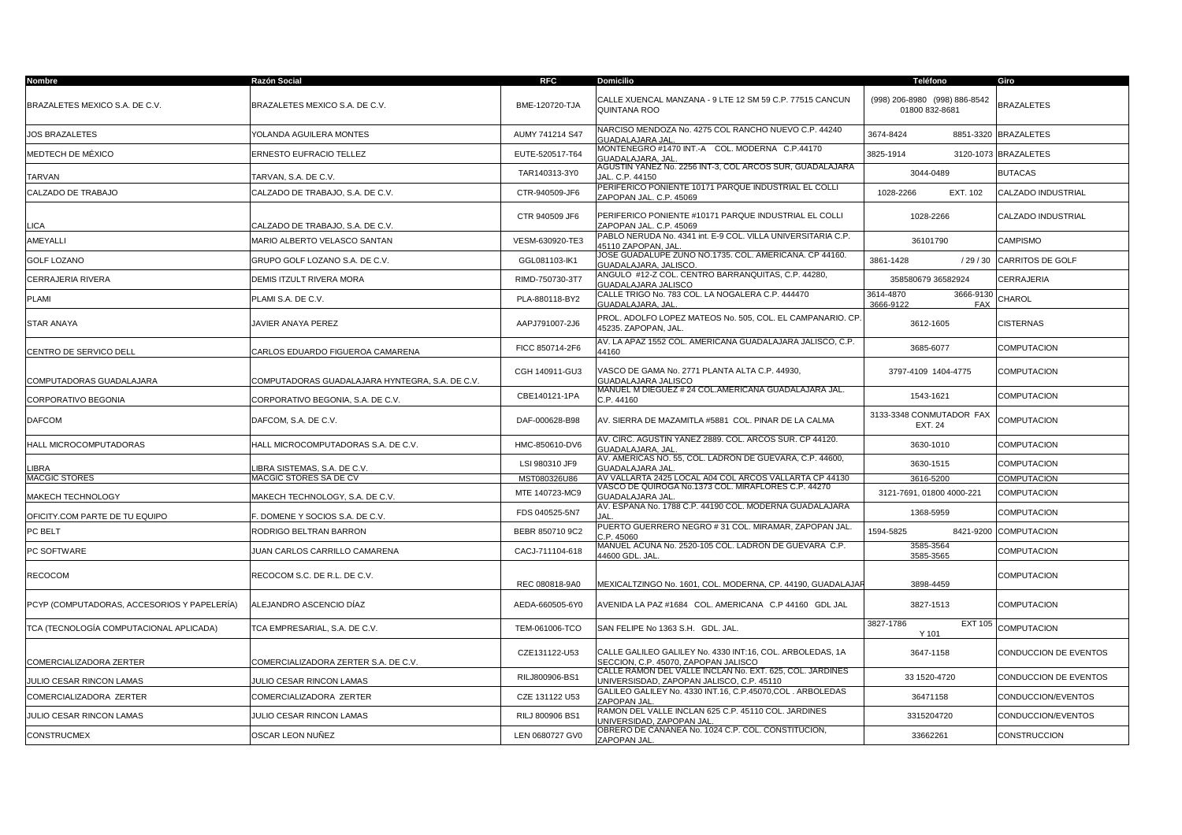| Nombre | Razón Social | RFC | Domicilio | Teléfono | Giro |
|---|---|---|---|---|---|
| BRAZALETES MEXICO S.A. DE C.V. | BRAZALETES MEXICO S.A. DE C.V. | BME-120720-TJA | CALLE XUENCAL MANZANA - 9 LTE 12 SM 59 C.P. 77515 CANCUN QUINTANA ROO | (998) 206-8980 (998) 886-8542 01800 832-8681 | BRAZALETES |
| JOS BRAZALETES | YOLANDA AGUILERA MONTES | AUMY 741214 S47 | NARCISO MENDOZA No. 4275 COL RANCHO NUEVO C.P. 44240 GUADALAJARA JAL. | 3674-8424 8851-3320 | BRAZALETES |
| MEDTECH DE MÉXICO | ERNESTO EUFRACIO TELLEZ | EUTE-520517-T64 | MONTENEGRO #1470 INT.-A COL. MODERNA C.P.44170 GUADALAJARA, JAL. | 3825-1914 3120-1073 | BRAZALETES |
| TARVAN | TARVAN, S.A. DE C.V. | TAR140313-3Y0 | AGUSTIN YAÑEZ No. 2256 INT-3, COL ARCOS SUR, GUADALAJARA JAL. C.P. 44150 | 3044-0489 | BUTACAS |
| CALZADO DE TRABAJO | CALZADO DE TRABAJO, S.A. DE C.V. | CTR-940509-JF6 | PERIFERICO PONIENTE 10171 PARQUE INDUSTRIAL EL COLLI ZAPOPAN JAL. C.P. 45069 | 1028-2266 EXT. 102 | CALZADO INDUSTRIAL |
| LICA | CALZADO DE TRABAJO, S.A. DE C.V. | CTR 940509 JF6 | PERIFERICO PONIENTE #10171 PARQUE INDUSTRIAL EL COLLI ZAPOPAN JAL. C.P. 45069 | 1028-2266 | CALZADO INDUSTRIAL |
| AMEYALLI | MARIO ALBERTO VELASCO SANTAN | VESM-630920-TE3 | PABLO NERUDA No. 4341 int. E-9 COL. VILLA UNIVERSITARIA C.P. 45110 ZAPOPAN, JAL. | 36101790 | CAMPISMO |
| GOLF LOZANO | GRUPO GOLF LOZANO S.A. DE C.V. | GGL081103-IK1 | JOSE GUADALUPE ZUNO NO.1735. COL. AMERICANA. CP 44160. GUADALAJARA, JALISCO. | 3861-1428 / 29 / 30 | CARRITOS DE GOLF |
| CERRAJERIA RIVERA | DEMIS ITZULT RIVERA MORA | RIMD-750730-3T7 | ANGULO #12-Z COL. CENTRO BARRANQUITAS, C.P. 44280, GUADALAJARA JALISCO | 358580679 36582924 | CERRAJERIA |
| PLAMI | PLAMI S.A. DE C.V. | PLA-880118-BY2 | CALLE TRIGO No. 783 COL. LA NOGALERA C.P. 444470 GUADALAJARA, JAL. | 3614-4870 3666-9130 3666-9122 FAX | CHAROL |
| STAR ANAYA | JAVIER ANAYA PEREZ | AAPJ791007-2J6 | PROL. ADOLFO LOPEZ MATEOS No. 505, COL. EL CAMPANARIO. CP. 45235. ZAPOPAN, JAL. | 3612-1605 | CISTERNAS |
| CENTRO DE SERVICO DELL | CARLOS EDUARDO FIGUEROA CAMARENA | FICC 850714-2F6 | AV. LA APAZ 1552 COL. AMERICANA GUADALAJARA JALISCO, C.P. 44160 | 3685-6077 | COMPUTACION |
| COMPUTADORAS GUADALAJARA | COMPUTADORAS GUADALAJARA HYNTEGRA, S.A. DE C.V. | CGH 140911-GU3 | VASCO DE GAMA No. 2771 PLANTA ALTA C.P. 44930, GUADALAJARA JALISCO | 3797-4109 1404-4775 | COMPUTACION |
| CORPORATIVO BEGONIA | CORPORATIVO BEGONIA, S.A. DE C.V. | CBE140121-1PA | MANUEL M DIEGUEZ # 24 COL.AMERICANA GUADALAJARA JAL. C.P. 44160 | 1543-1621 | COMPUTACION |
| DAFCOM | DAFCOM, S.A. DE C.V. | DAF-000628-B98 | AV. SIERRA DE MAZAMITLA #5881 COL. PINAR DE LA CALMA | 3133-3348 CONMUTADOR FAX EXT. 24 | COMPUTACION |
| HALL MICROCOMPUTADORAS | HALL MICROCOMPUTADORAS S.A. DE C.V. | HMC-850610-DV6 | AV. CIRC. AGUSTIN YAÑEZ 2889. COL. ARCOS SUR. CP 44120. GUADALAJARA, JAL. | 3630-1010 | COMPUTACION |
| LIBRA | LIBRA SISTEMAS, S.A. DE C.V. | LSI 980310 JF9 | AV. AMERICAS NO. 55, COL. LADRON DE GUEVARA, C.P. 44600, GUADALAJARA JAL. | 3630-1515 | COMPUTACION |
| MACGIC STORES | MACGIC STORES SA DE CV | MST080326U86 | AV VALLARTA 2425 LOCAL A04 COL ARCOS VALLARTA CP 44130 | 3616-5200 | COMPUTACION |
| MAKECH TECHNOLOGY | MAKECH TECHNOLOGY, S.A. DE C.V. | MTE 140723-MC9 | VASCO DE QUIROGA No.1373 COL. MIRAFLORES C.P. 44270 GUADALAJARA JAL. | 3121-7691, 01800 4000-221 | COMPUTACION |
| OFICITY.COM PARTE DE TU EQUIPO | F. DOMENE Y SOCIOS S.A. DE C.V. | FDS 040525-5N7 | AV. ESPAÑA No. 1788 C.P. 44190 COL. MODERNA GUADALAJARA JAL. | 1368-5959 | COMPUTACION |
| PC BELT | RODRIGO BELTRAN BARRON | BEBR 850710 9C2 | PUERTO GUERRERO NEGRO # 31 COL. MIRAMAR, ZAPOPAN JAL. C.P. 45060 | 1594-5825 8421-9200 | COMPUTACION |
| PC SOFTWARE | JUAN CARLOS CARRILLO CAMARENA | CACJ-711104-618 | MANUEL ACUÑA No. 2520-105 COL. LADRON DE GUEVARA C.P. 44600 GDL. JAL. | 3585-3564 3585-3565 | COMPUTACION |
| RECOCOM | RECOCOM S.C. DE R.L. DE C.V. | REC 080818-9A0 | MEXICALTZINGO No. 1601, COL. MODERNA, CP. 44190, GUADALAJAR | 3898-4459 | COMPUTACION |
| PCYP (COMPUTADORAS, ACCESORIOS Y PAPELERÍA) | ALEJANDRO ASCENCIO DÍAZ | AEDA-660505-6Y0 | AVENIDA LA PAZ #1684 COL. AMERICANA C.P 44160 GDL JAL | 3827-1513 | COMPUTACION |
| TCA (TECNOLOGÍA COMPUTACIONAL APLICADA) | TCA EMPRESARIAL, S.A. DE C.V. | TEM-061006-TCO | SAN FELIPE No 1363 S.H. GDL. JAL. | 3827-1786 EXT 105 Y 101 | COMPUTACION |
| COMERCIALIZADORA ZERTER | COMERCIALIZADORA ZERTER S.A. DE C.V. | CZE131122-U53 | CALLE GALILEO GALILEY No. 4330 INT:16, COL. ARBOLEDAS, 1A SECCION, C.P. 45070, ZAPOPAN JALISCO | 3647-1158 | CONDUCCION DE EVENTOS |
| JULIO CESAR RINCON LAMAS | JULIO CESAR RINCON LAMAS | RILJ800906-BS1 | CALLE RAMON DEL VALLE INCLAN No. EXT. 625, COL. JARDINES UNIVERSISDAD, ZAPOPAN JALISCO, C.P. 45110 | 33 1520-4720 | CONDUCCION DE EVENTOS |
| COMERCIALIZADORA ZERTER | COMERCIALIZADORA ZERTER | CZE 131122 U53 | GALILEO GALILEY No. 4330 INT.16, C.P.45070,COL . ARBOLEDAS ZAPOPAN JAL. | 36471158 | CONDUCCION/EVENTOS |
| JULIO CESAR RINCON LAMAS | JULIO CESAR RINCON LAMAS | RILJ 800906 BS1 | RAMON DEL VALLE INCLAN 625 C.P. 45110 COL. JARDINES UNIVERSIDAD, ZAPOPAN JAL. | 3315204720 | CONDUCCION/EVENTOS |
| CONSTRUCMEX | OSCAR LEON NUÑEZ | LEN 0680727 GV0 | OBRERO DE CANANEA No. 1024 C.P. COL. CONSTITUCION, ZAPOPAN JAL. | 33662261 | CONSTRUCCION |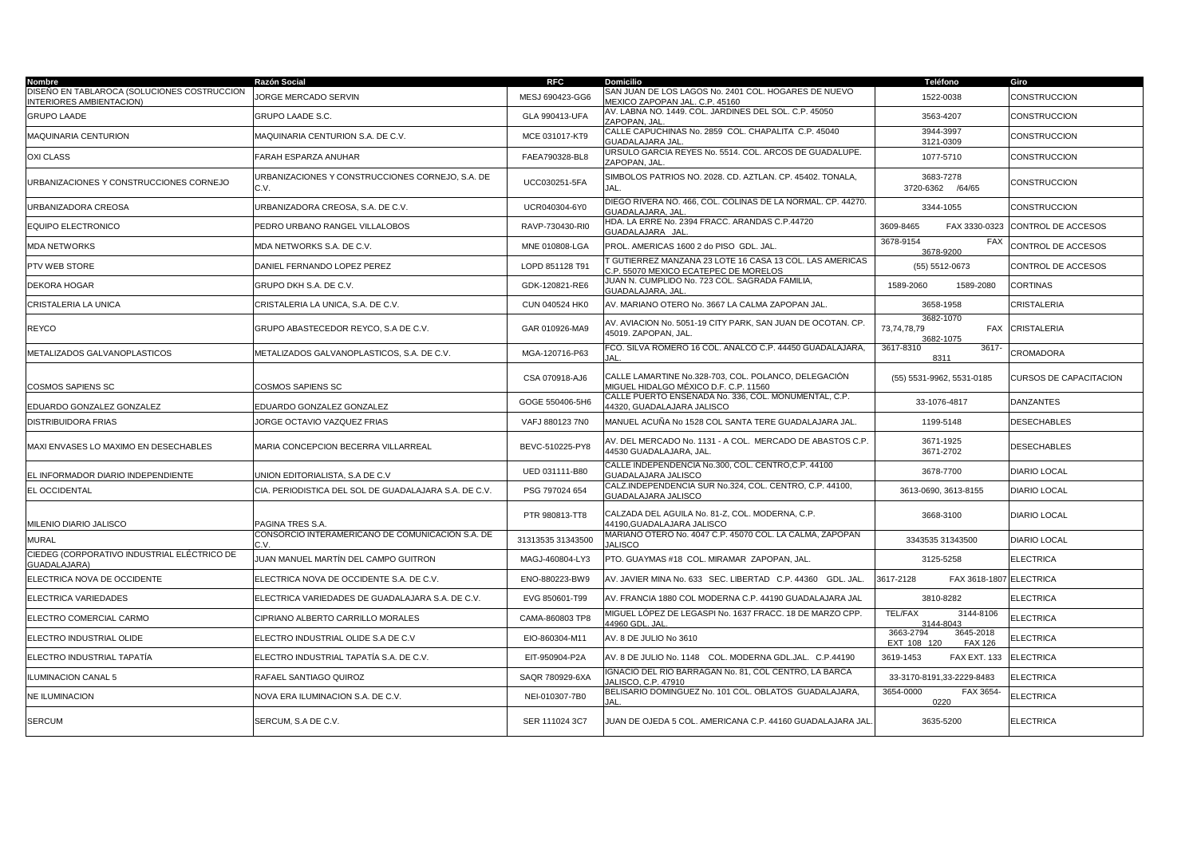| Nombre | Razón Social | RFC | Domicilio | Teléfono | Giro |
|---|---|---|---|---|---|
| DISEÑO EN TABLAROCA (SOLUCIONES COSTRUCCION INTERIORES AMBIENTACION) | JORGE MERCADO SERVIN | MESJ 690423-GG6 | SAN JUAN DE LOS LAGOS No. 2401 COL. HOGARES DE NUEVO MEXICO ZAPOPAN JAL. C.P. 45160 | 1522-0038 | CONSTRUCCION |
| GRUPO LAADE | GRUPO LAADE S.C. | GLA 990413-UFA | AV. LABNA NO. 1449. COL. JARDINES DEL SOL. C.P. 45050 ZAPOPAN, JAL. | 3563-4207 | CONSTRUCCION |
| MAQUINARIA CENTURION | MAQUINARIA CENTURION S.A. DE C.V. | MCE 031017-KT9 | CALLE CAPUCHINAS No. 2859 COL. CHAPALITA C.P. 45040 GUADALAJARA JAL. | 3944-3997 3121-0309 | CONSTRUCCION |
| OXI CLASS | FARAH ESPARZA ANUHAR | FAEA790328-BL8 | URSULO GARCIA REYES No. 5514. COL. ARCOS DE GUADALUPE. ZAPOPAN, JAL. | 1077-5710 | CONSTRUCCION |
| URBANIZACIONES Y CONSTRUCCIONES CORNEJO | URBANIZACIONES Y CONSTRUCCIONES CORNEJO, S.A. DE C.V. | UCC030251-5FA | SIMBOLOS PATRIOS NO. 2028. CD. AZTLAN. CP. 45402. TONALA, JAL. | 3683-7278 3720-6362 /64/65 | CONSTRUCCION |
| URBANIZADORA CREOSA | URBANIZADORA CREOSA, S.A. DE C.V. | UCR040304-6Y0 | DIEGO RIVERA NO. 466, COL. COLINAS DE LA NORMAL. CP. 44270. GUADALAJARA, JAL. | 3344-1055 | CONSTRUCCION |
| EQUIPO ELECTRONICO | PEDRO URBANO RANGEL VILLALOBOS | RAVP-730430-RI0 | HDA. LA ERRE No. 2394 FRACC. ARANDAS C.P.44720 GUADALAJARA JAL. | 3609-8465 FAX 3330-0323 | CONTROL DE ACCESOS |
| MDA NETWORKS | MDA NETWORKS S.A. DE C.V. | MNE 010808-LGA | PROL. AMERICAS 1600 2 do PISO GDL. JAL. | 3678-9154 FAX 3678-9200 | CONTROL DE ACCESOS |
| PTV WEB STORE | DANIEL FERNANDO LOPEZ PEREZ | LOPD 851128 T91 | T GUTIERREZ MANZANA 23 LOTE 16 CASA 13 COL. LAS AMERICAS C.P. 55070 MEXICO ECATEPEC DE MORELOS | (55) 5512-0673 | CONTROL DE ACCESOS |
| DEKORA HOGAR | GRUPO DKH S.A. DE C.V. | GDK-120821-RE6 | JUAN N. CUMPLIDO No. 723 COL. SAGRADA FAMILIA, GUADALAJARA, JAL. | 1589-2060 1589-2080 | CORTINAS |
| CRISTALERIA LA UNICA | CRISTALERIA LA UNICA, S.A. DE C.V. | CUN 040524 HK0 | AV. MARIANO OTERO No. 3667 LA CALMA ZAPOPAN JAL. | 3658-1958 | CRISTALERIA |
| REYCO | GRUPO ABASTECEDOR REYCO, S.A DE C.V. | GAR 010926-MA9 | AV. AVIACION No. 5051-19 CITY PARK, SAN JUAN DE OCOTAN. CP. 45019. ZAPOPAN, JAL. | 3682-1070 73,74,78,79 FAX 3682-1075 | CRISTALERIA |
| METALIZADOS GALVANOPLASTICOS | METALIZADOS GALVANOPLASTICOS, S.A. DE C.V. | MGA-120716-P63 | FCO. SILVA ROMERO 16 COL. ANALCO C.P. 44450 GUADALAJARA, JAL. | 3617-8310 3617-8311 | CROMADORA |
| COSMOS SAPIENS SC | COSMOS SAPIENS SC | CSA 070918-AJ6 | CALLE LAMARTINE No.328-703, COL. POLANCO, DELEGACIÓN MIGUEL HIDALGO MÉXICO D.F. C.P. 11560 | (55) 5531-9962, 5531-0185 | CURSOS DE CAPACITACION |
| EDUARDO GONZALEZ GONZALEZ | EDUARDO GONZALEZ GONZALEZ | GOGE 550406-5H6 | CALLE PUERTO ENSENADA No. 336, COL. MONUMENTAL, C.P. 44320, GUADALAJARA JALISCO | 33-1076-4817 | DANZANTES |
| DISTRIBUIDORA FRIAS | JORGE OCTAVIO VAZQUEZ FRIAS | VAFJ 880123 7N0 | MANUEL ACUÑA No 1528 COL SANTA TERE GUADALAJARA JAL. | 1199-5148 | DESECHABLES |
| MAXI ENVASES LO MAXIMO EN DESECHABLES | MARIA CONCEPCION BECERRA VILLARREAL | BEVC-510225-PY8 | AV. DEL MERCADO No. 1131 - A COL. MERCADO DE ABASTOS C.P. 44530 GUADALAJARA, JAL. | 3671-1925 3671-2702 | DESECHABLES |
| EL INFORMADOR DIARIO INDEPENDIENTE | UNION EDITORIALISTA, S.A DE C.V | UED 031111-B80 | CALLE INDEPENDENCIA No.300, COL. CENTRO,C.P. 44100 GUADALAJARA JALISCO | 3678-7700 | DIARIO LOCAL |
| EL OCCIDENTAL | CIA. PERIODISTICA DEL SOL DE GUADALAJARA S.A. DE C.V. | PSG 797024 654 | CALZ.INDEPENDENCIA SUR No.324, COL. CENTRO, C.P. 44100, GUADALAJARA JALISCO | 3613-0690, 3613-8155 | DIARIO LOCAL |
| MILENIO DIARIO JALISCO | PAGINA TRES S.A. | PTR 980813-TT8 | CALZADA DEL AGUILA No. 81-Z, COL. MODERNA, C.P. 44190,GUADALAJARA JALISCO | 3668-3100 | DIARIO LOCAL |
| MURAL | CONSORCIO INTERAMERICANO DE COMUNICACIÓN S.A. DE C.V. | 31313535 31343500 | MARIANO OTERO No. 4047 C.P. 45070 COL. LA CALMA, ZAPOPAN JALISCO | 3343535 31343500 | DIARIO LOCAL |
| CIEDEG (CORPORATIVO INDUSTRIAL ELÉCTRICO DE GUADALAJARA) | JUAN MANUEL MARTÍN DEL CAMPO GUITRON | MAGJ-460804-LY3 | PTO. GUAYMAS #18 COL. MIRAMAR ZAPOPAN, JAL. | 3125-5258 | ELECTRICA |
| ELECTRICA NOVA DE OCCIDENTE | ELECTRICA NOVA DE OCCIDENTE S.A. DE C.V. | ENO-880223-BW9 | AV. JAVIER MINA No. 633 SEC. LIBERTAD C.P. 44360 GDL. JAL. | 3617-2128 FAX 3618-1807 | ELECTRICA |
| ELECTRICA VARIEDADES | ELECTRICA VARIEDADES DE GUADALAJARA S.A. DE C.V. | EVG 850601-T99 | AV. FRANCIA 1880 COL MODERNA C.P. 44190 GUADALAJARA JAL | 3810-8282 | ELECTRICA |
| ELECTRO COMERCIAL CARMO | CIPRIANO ALBERTO CARRILLO MORALES | CAMA-860803 TP8 | MIGUEL LÓPEZ DE LEGASPI No. 1637 FRACC. 18 DE MARZO CPP. 44960 GDL. JAL. | TEL/FAX 3144-8106 3144-8043 | ELECTRICA |
| ELECTRO INDUSTRIAL OLIDE | ELECTRO INDUSTRIAL OLIDE S.A DE C.V | EIO-860304-M11 | AV. 8 DE JULIO No 3610 | 3663-2794 3645-2018 EXT 108 120 FAX 126 | ELECTRICA |
| ELECTRO INDUSTRIAL TAPATÍA | ELECTRO INDUSTRIAL TAPATÍA S.A. DE C.V. | EIT-950904-P2A | AV. 8 DE JULIO No. 1148 COL. MODERNA GDL.JAL. C.P.44190 | 3619-1453 FAX EXT. 133 | ELECTRICA |
| ILUMINACION CANAL 5 | RAFAEL SANTIAGO QUIROZ | SAQR 780929-6XA | IGNACIO DEL RIO BARRAGAN No. 81, COL CENTRO, LA BARCA JALISCO, C.P. 47910 | 33-3170-8191,33-2229-8483 | ELECTRICA |
| NE ILUMINACION | NOVA ERA ILUMINACION S.A. DE C.V. | NEI-010307-7B0 | BELISARIO DOMINGUEZ No. 101 COL. OBLATOS GUADALAJARA, JAL. | 3654-0000 FAX 3654-0220 | ELECTRICA |
| SERCUM | SERCUM, S.A DE C.V. | SER 111024 3C7 | JUAN DE OJEDA 5 COL. AMERICANA C.P. 44160 GUADALAJARA JAL. | 3635-5200 | ELECTRICA |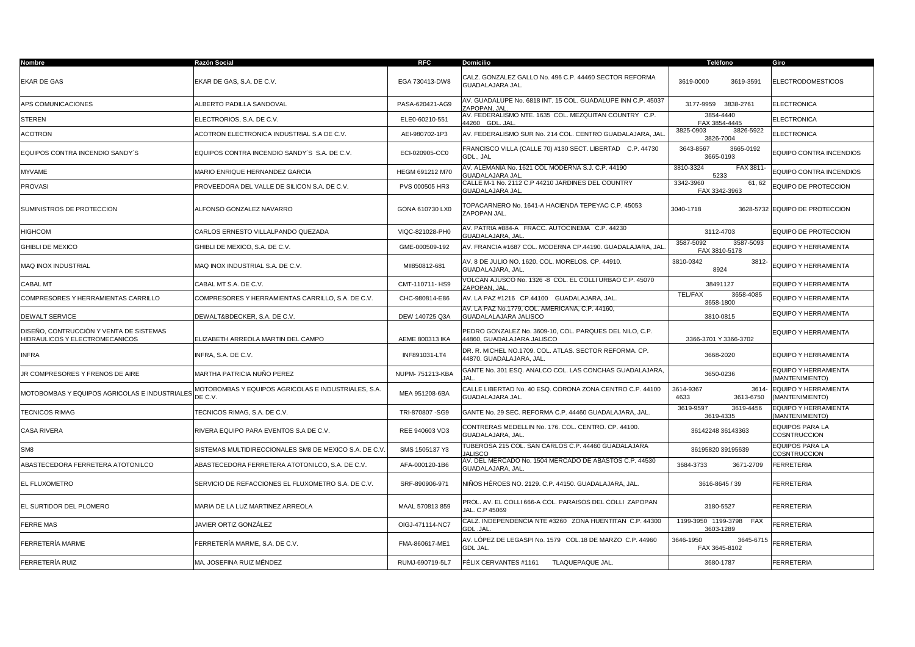| Nombre | Razón Social | RFC | Domicilio | Teléfono | Giro |
|---|---|---|---|---|---|
| EKAR DE GAS | EKAR DE GAS, S.A. DE C.V. | EGA 730413-DW8 | CALZ. GONZALEZ GALLO No. 496 C.P. 44460 SECTOR REFORMA GUADALAJARA JAL. | 3619-0000 3619-3591 | ELECTRODOMESTICOS |
| APS COMUNICACIONES | ALBERTO PADILLA SANDOVAL | PASA-620421-AG9 | AV. GUADALUPE No. 6818 INT. 15 COL. GUADALUPE INN C.P. 45037 ZAPOPAN, JAL. | 3177-9959 3838-2761 | ELECTRONICA |
| STEREN | ELECTRORIOS, S.A. DE C.V. | ELE0-60210-551 | AV. FEDERALISMO NTE. 1635 COL. MEZQUITAN COUNTRY C.P. 44260 GDL. JAL. | 3854-4440 FAX 3854-4445 | ELECTRONICA |
| ACOTRON | ACOTRON ELECTRONICA INDUSTRIAL S.A DE C.V. | AEI-980702-1P3 | AV. FEDERALISMO SUR No. 214 COL. CENTRO GUADALAJARA, JAL. | 3825-0903 3826-5922 3826-7004 | ELECTRONICA |
| EQUIPOS CONTRA INCENDIO SANDY´S | EQUIPOS CONTRA INCENDIO SANDY´S S.A. DE C.V. | ECI-020905-CC0 | FRANCISCO VILLA (CALLE 70) #130 SECT. LIBERTAD C.P. 44730 GDL., JAL | 3643-8567 3665-0192 3665-0193 | EQUIPO CONTRA INCENDIOS |
| MYVAME | MARIO ENRIQUE HERNANDEZ GARCIA | HEGM 691212 M70 | AV. ALEMANIA No. 1621 COL MODERNA S.J. C.P. 44190 GUADALAJARA JAL. | 3810-3324 FAX 3811-5233 | EQUIPO CONTRA INCENDIOS |
| PROVASI | PROVEEDORA DEL VALLE DE SILICON S.A. DE C.V. | PVS 000505 HR3 | CALLE M-1 No. 2112 C.P 44210 JARDINES DEL COUNTRY GUADALAJARA JAL. | 3342-3960 61, 62 FAX 3342-3963 | EQUIPO DE PROTECCION |
| SUMINISTROS DE PROTECCION | ALFONSO GONZALEZ NAVARRO | GONA 610730 LX0 | TOPACARNERO No. 1641-A HACIENDA TEPEYAC C.P. 45053 ZAPOPAN JAL. | 3040-1718 3628-5732 | EQUIPO DE PROTECCION |
| HIGHCOM | CARLOS ERNESTO VILLALPANDO QUEZADA | VIQC-821028-PH0 | AV. PATRIA #884-A FRACC. AUTOCINEMA C.P. 44230 GUADALAJARA, JAL. | 3112-4703 | EQUIPO DE PROTECCION |
| GHIBLI DE MEXICO | GHIBLI DE MEXICO, S.A. DE C.V. | GME-000509-192 | AV. FRANCIA #1687 COL. MODERNA CP.44190. GUADALAJARA, JAL. | 3587-5092 3587-5093 FAX 3810-5178 | EQUIPO Y HERRAMIENTA |
| MAQ INOX INDUSTRIAL | MAQ INOX INDUSTRIAL S.A. DE C.V. | MII850812-681 | AV. 8 DE JULIO NO. 1620. COL. MORELOS. CP. 44910. GUADALAJARA, JAL. | 3810-0342 3812-8924 | EQUIPO Y HERRAMIENTA |
| CABAL MT | CABAL MT S.A. DE C.V. | CMT-110711- HS9 | VOLCAN AJUSCO No. 1326 -8 COL. EL COLLI URBAO C.P. 45070 ZAPOPAN, JAL. | 38491127 | EQUIPO Y HERRAMIENTA |
| COMPRESORES Y HERRAMIENTAS CARRILLO | COMPRESORES Y HERRAMIENTAS CARRILLO, S.A. DE C.V. | CHC-980814-E86 | AV. LA PAZ #1216 CP.44100 GUADALAJARA, JAL. | TEL/FAX 3658-4085 3658-1800 | EQUIPO Y HERRAMIENTA |
| DEWALT SERVICE | DEWALT&BDECKER, S.A. DE C.V. | DEW 140725 Q3A | AV. LA PAZ No.1779, COL. AMERICANA, C.P. 44160, GUADALALAJARA JALISCO | 3810-0815 | EQUIPO Y HERRAMIENTA |
| DISEÑO, CONTRUCCIÓN Y VENTA DE SISTEMAS HIDRAULICOS Y ELECTROMECANICOS | ELIZABETH ARREOLA MARTIN DEL CAMPO | AEME 800313 IKA | PEDRO GONZALEZ No. 3609-10, COL. PARQUES DEL NILO, C.P. 44860, GUADALAJARA JALISCO | 3366-3701 Y 3366-3702 | EQUIPO Y HERRAMIENTA |
| INFRA | INFRA, S.A. DE C.V. | INF891031-LT4 | DR. R. MICHEL NO.1709. COL. ATLAS. SECTOR REFORMA. CP. 44870. GUADALAJARA, JAL. | 3668-2020 | EQUIPO Y HERRAMIENTA |
| JR COMPRESORES Y FRENOS DE AIRE | MARTHA PATRICIA NUÑO PEREZ | NUPM- 751213-KBA | GANTE No. 301 ESQ. ANALCO COL. LAS CONCHAS GUADALAJARA, JAL. | 3650-0236 | EQUIPO Y HERRAMIENTA (MANTENIMIENTO) |
| MOTOBOMBAS Y EQUIPOS AGRICOLAS E INDUSTRIALES | MOTOBOMBAS Y EQUIPOS AGRICOLAS E INDUSTRIALES, S.A. DE C.V. | MEA 951208-6BA | CALLE LIBERTAD No. 40 ESQ. CORONA ZONA CENTRO C.P. 44100 GUADALAJARA JAL. | 3614-9367 3614-4633 3613-6750 | EQUIPO Y HERRAMIENTA (MANTENIMIENTO) |
| TECNICOS RIMAG | TECNICOS RIMAG, S.A. DE C.V. | TRI-870807 -SG9 | GANTE No. 29 SEC. REFORMA C.P. 44460 GUADALAJARA, JAL. | 3619-9597 3619-4456 3619-4335 | EQUIPO Y HERRAMIENTA (MANTENIMIENTO) |
| CASA RIVERA | RIVERA EQUIPO PARA EVENTOS S.A DE C.V. | REE 940603 VD3 | CONTRERAS MEDELLIN No. 176. COL. CENTRO. CP. 44100. GUADALAJARA, JAL. | 36142248 36143363 | EQUIPOS PARA LA COSNTRUCCION |
| SM8 | SISTEMAS MULTIDIRECCIONALES SM8 DE MEXICO S.A. DE C.V. | SMS 1505137 Y3 | TUBEROSA 215 COL. SAN CARLOS C.P. 44460 GUADALAJARA JALISCO | 36195820 39195639 | EQUIPOS PARA LA COSNTRUCCION |
| ABASTECEDORA FERRETERA ATOTONILCO | ABASTECEDORA FERRETERA ATOTONILCO, S.A. DE C.V. | AFA-000120-1B6 | AV. DEL MERCADO No. 1504 MERCADO DE ABASTOS C.P. 44530 GUADALAJARA, JAL. | 3684-3733 3671-2709 | FERRETERIA |
| EL FLUXOMETRO | SERVICIO DE REFACCIONES EL FLUXOMETRO S.A. DE C.V. | SRF-890906-971 | NIÑOS HÉROES NO. 2129. C.P. 44150. GUADALAJARA, JAL. | 3616-8645 / 39 | FERRETERIA |
| EL SURTIDOR DEL PLOMERO | MARIA DE LA LUZ MARTINEZ ARREOLA | MAAL 570813 859 | PROL. AV. EL COLLI 666-A COL. PARAISOS DEL COLLI ZAPOPAN JAL. C.P 45069 | 3180-5527 | FERRETERIA |
| FERRE MAS | JAVIER ORTIZ GONZÁLEZ | OIGJ-471114-NC7 | CALZ. INDEPENDENCIA NTE #3260 ZONA HUENTITAN C.P. 44300 GDL .JAL. | 1199-3950 1199-3798 FAX 3603-1289 | FERRETERIA |
| FERRETERÍA MARME | FERRETERÍA MARME, S.A. DE C.V. | FMA-860617-ME1 | AV. LÓPEZ DE LEGASPI No. 1579 COL.18 DE MARZO C.P. 44960 GDL JAL. | 3646-1950 3645-6715 FAX 3645-8102 | FERRETERIA |
| FERRETERÍA RUIZ | MA. JOSEFINA RUIZ MÉNDEZ | RUMJ-690719-5L7 | FÉLIX CERVANTES #1161 TLAQUEPAQUE JAL. | 3680-1787 | FERRETERIA |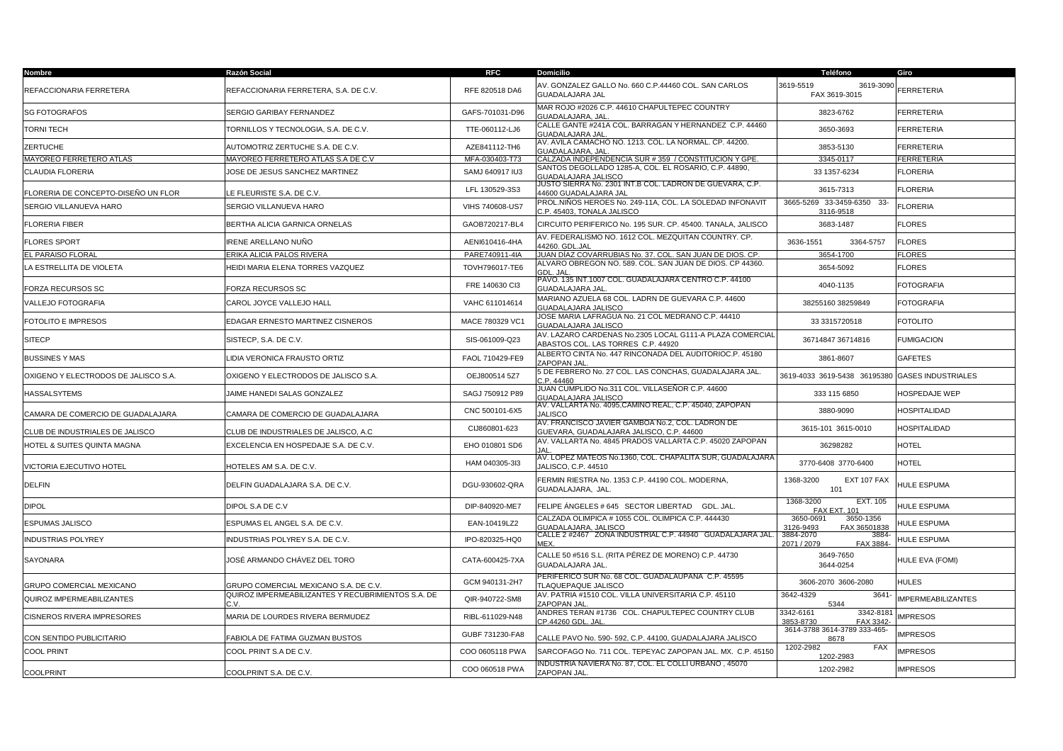| Nombre | Razón Social | RFC | Domicilio | Teléfono | Giro |
|---|---|---|---|---|---|
| REFACCIONARIA FERRETERA | REFACCIONARIA FERRETERA, S.A. DE C.V. | RFE 820518 DA6 | AV. GONZALEZ GALLO No. 660 C.P.44460 COL. SAN CARLOS GUADALAJARA JAL | 3619-5519 3619-3090 FAX 3619-3015 | FERRETERIA |
| SG FOTOGRAFOS | SERGIO GARIBAY FERNANDEZ | GAFS-701031-D96 | MAR ROJO #2026 C.P. 44610 CHAPULTEPEC COUNTRY GUADALAJARA, JAL. | 3823-6762 | FERRETERIA |
| TORNI TECH | TORNILLOS Y TECNOLOGIA, S.A. DE C.V. | TTE-060112-LJ6 | CALLE GANTE #241A COL. BARRAGAN Y HERNANDEZ C.P. 44460 GUADALAJARA JAL. | 3650-3693 | FERRETERIA |
| ZERTUCHE | AUTOMOTRIZ ZERTUCHE S.A. DE C.V. | AZE841112-TH6 | AV. AVILA CAMACHO NO. 1213. COL. LA NORMAL. CP. 44200. GUADALAJARA, JAL. | 3853-5130 | FERRETERIA |
| MAYOREO FERRETERO ATLAS | MAYOREO FERRETERO ATLAS S.A DE C.V | MFA-030403-T73 | CALZADA INDEPENDENCIA SUR # 359 / CONSTITUCION Y GPE. | 3345-0117 | FERRETERIA |
| CLAUDIA FLORERIA | JOSE DE JESUS SANCHEZ MARTINEZ | SAMJ 640917 IU3 | SANTOS DEGOLLADO 1285-A, COL. EL ROSARIO, C.P. 44890, GUADALAJARA JALISCO | 33 1357-6234 | FLORERIA |
| FLORERIA DE CONCEPTO-DISEÑO UN FLOR | LE FLEURISTE S.A. DE C.V. | LFL 130529-3S3 | JUSTO SIERRA No. 2301 INT.B COL. LADRON DE GUEVARA, C.P. 44600 GUADALAJARA JAL | 3615-7313 | FLORERIA |
| SERGIO VILLANUEVA HARO | SERGIO VILLANUEVA HARO | VIHS 740608-US7 | PROL.NIÑOS HEROES No. 249-11A, COL. LA SOLEDAD INFONAVIT C.P. 45403, TONALA JALISCO | 3665-5269 33-3459-6350 33-3116-9518 | FLORERIA |
| FLORERIA FIBER | BERTHA ALICIA GARNICA ORNELAS | GAOB720217-BL4 | CIRCUITO PERIFERICO No. 195 SUR. CP. 45400. TANALA, JALISCO | 3683-1487 | FLORES |
| FLORES SPORT | IRENE ARELLANO NUÑO | AENI610416-4HA | AV. FEDERALISMO No. 1612 COL. MEZQUITAN COUNTRY. CP. 44260. GDL.JAL | 3636-1551 3364-5757 | FLORES |
| EL PARAISO FLORAL | ERIKA ALICIA PALOS RIVERA | PARE740911-4IA | JUAN DÍAZ COVARRUBIAS No. 37. COL. SAN JUAN DE DIOS. CP. | 3654-1700 | FLORES |
| LA ESTRELLITA DE VIOLETA | HEIDI MARIA ELENA TORRES VAZQUEZ | TOVH796017-TE6 | ALVARO OBREGON No. 589. COL. SAN JUAN DE DIOS. CP 44360. GDL. JAL. | 3654-5092 | FLORES |
| FORZA RECURSOS SC | FORZA RECURSOS SC | FRE 140630 CI3 | PAVO. 135 INT.1007 COL. GUADALAJARA CENTRO C.P. 44100 GUADALAJARA JAL. | 4040-1135 | FOTOGRAFIA |
| VALLEJO FOTOGRAFIA | CAROL JOYCE VALLEJO HALL | VAHC 611014614 | MARIANO AZUELA 68 COL. LADRN DE GUEVARA C.P. 44600 GUADALAJARA JALISCO | 38255160 38259849 | FOTOGRAFIA |
| FOTOLITO E IMPRESOS | EDAGAR ERNESTO MARTINEZ CISNEROS | MACE 780329 VC1 | JOSE MARIA LAFRAGUA No. 21 COL MEDRANO C.P. 44410 GUADALAJARA JALISCO | 33 3315720518 | FOTOLITO |
| SITECP | SISTECP, S.A. DE C.V. | SIS-061009-Q23 | AV. LAZARO CARDENAS No.2305 LOCAL G111-A PLAZA COMERCIAL ABASTOS COL. LAS TORRES C.P. 44920 | 36714847 36714816 | FUMIGACION |
| BUSSINES Y MAS | LIDIA VERONICA FRAUSTO ORTIZ | FAOL 710429-FE9 | ALBERTO CINTA No. 447 RINCONADA DEL AUDITORIOC.P. 45180 ZAPOPAN JAL. | 3861-8607 | GAFETES |
| OXIGENO Y ELECTRODOS DE JALISCO S.A. | OXIGENO Y ELECTRODOS DE JALISCO S.A. | OEJ800514 5Z7 | 5 DE FEBRERO No. 27 COL. LAS CONCHAS, GUADALAJARA JAL. C.P. 44460 | 3619-4033 3619-5438 36195380 | GASES INDUSTRIALES |
| HASSALSYTEMS | JAIME HANEDI SALAS GONZALEZ | SAGJ 750912 P89 | JUAN CUMPLIDO No.311 COL. VILLASEÑOR C.P. 44600 GUADALAJARA JALISCO | 333 115 6850 | HOSPEDAJE WEP |
| CAMARA DE COMERCIO DE GUADALAJARA | CAMARA DE COMERCIO DE GUADALAJARA | CNC 500101-6X5 | AV. VALLARTA No. 4095,CAMINO REAL, C.P. 45040, ZAPOPAN JALISCO | 3880-9090 | HOSPITALIDAD |
| CLUB DE INDUSTRIALES DE JALISCO | CLUB DE INDUSTRIALES DE JALISCO, A.C | CIJ860801-623 | AV. FRANCISCO JAVIER GAMBOA No.2, COL. LADRON DE GUEVARA, GUADALAJARA JALISCO, C.P. 44600 | 3615-101 3615-0010 | HOSPITALIDAD |
| HOTEL & SUITES QUINTA MAGNA | EXCELENCIA EN HOSPEDAJE S.A. DE C.V. | EHO 010801 SD6 | AV. VALLARTA No. 4845 PRADOS VALLARTA C.P. 45020 ZAPOPAN JAL. | 36298282 | HOTEL |
| VICTORIA EJECUTIVO HOTEL | HOTELES AM S.A. DE C.V. | HAM 040305-3I3 | AV. LOPEZ MATEOS No.1360, COL. CHAPALITA SUR, GUADALAJARA JALISCO, C.P. 44510 | 3770-6408 3770-6400 | HOTEL |
| DELFIN | DELFIN GUADALAJARA S.A. DE C.V. | DGU-930602-QRA | FERMIN RIESTRA No. 1353 C.P. 44190 COL. MODERNA, GUADALAJARA, JAL. | 1368-3200 EXT 107 FAX 101 | HULE ESPUMA |
| DIPOL | DIPOL S.A DE C.V | DIP-840920-ME7 | FELIPE ÁNGELES # 645 SECTOR LIBERTAD GDL. JAL. | 1368-3200 EXT. 105 FAX EXT. 101 | HULE ESPUMA |
| ESPUMAS JALISCO | ESPUMAS EL ANGEL S.A. DE C.V. | EAN-10419LZ2 | CALZADA OLIMPICA # 1055 COL. OLIMPICA C.P. 444430 GUADALAJARA, JALISCO | 3650-0691 3650-1356 3126-9493 FAX 36501838 | HULE ESPUMA |
| INDUSTRIAS POLYREY | INDUSTRIAS POLYREY S.A. DE C.V. | IPO-820325-HQ0 | CALLE 2 #2467 ZONA INDUSTRIAL C.P. 44940 GUADALAJARA JAL. MEX. | 3884-2070 3884-2071 / 2079 FAX 3884- | HULE ESPUMA |
| SAYONARA | JOSÉ ARMANDO CHÁVEZ DEL TORO | CATA-600425-7XA | CALLE 50 #516 S.L. (RITA PÉREZ DE MORENO) C.P. 44730 GUADALAJARA JAL. | 3649-7650 3644-0254 | HULE EVA (FOMI) |
| GRUPO COMERCIAL MEXICANO | GRUPO COMERCIAL MEXICANO S.A. DE C.V. | GCM 940131-2H7 | PERIFERICO SUR No. 68 COL. GUADALAUPANA C.P. 45595 TLAQUEPAQUE JALISCO | 3606-2070 3606-2080 | HULES |
| QUIROZ IMPERMEABILIZANTES | QUIROZ IMPERMEABILIZANTES Y RECUBRIMIENTOS S.A. DE C.V. | QIR-940722-SM8 | AV. PATRIA #1510 COL. VILLA UNIVERSITARIA C.P. 45110 ZAPOPAN JAL. | 3642-4329 3641-5344 | IMPERMEABILIZANTES |
| CISNEROS RIVERA IMPRESORES | MARIA DE LOURDES RIVERA BERMUDEZ | RIBL-611029-N48 | ANDRES TERAN #1736 COL. CHAPULTEPEC COUNTRY CLUB CP.44260 GDL. JAL. | 3342-6161 3342-8181 3853-8730 FAX 3342- | IMPRESOS |
| CON SENTIDO PUBLICITARIO | FABIOLA DE FATIMA GUZMAN BUSTOS | GUBF 731230-FA8 | CALLE PAVO No. 590- 592, C.P. 44100, GUADALAJARA JALISCO | 3614-3788 3614-3789 333-465-8678 | IMPRESOS |
| COOL PRINT | COOL PRINT S.A DE C.V. | COO 0605118 PWA | SARCOFAGO No. 711 COL. TEPEYAC ZAPOPAN JAL. MX. C.P. 45150 | 1202-2982 FAX 1202-2983 | IMPRESOS |
| COOLPRINT | COOLPRINT S.A. DE C.V. | COO 060518 PWA | INDUSTRIA NAVIERA No. 87, COL. EL COLLI URBANO , 45070 ZAPOPAN JAL. | 1202-2982 | IMPRESOS |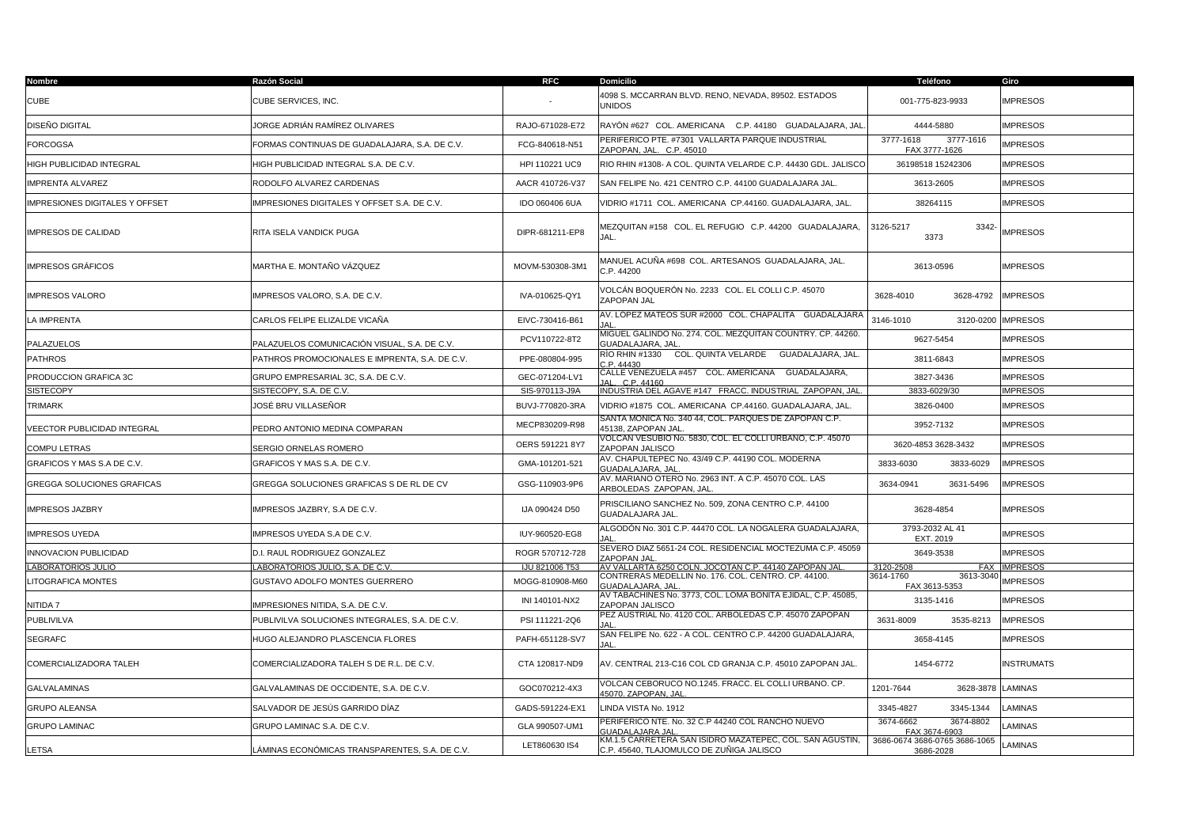| Nombre | Razón Social | RFC | Domicilio | Teléfono | Giro |
|---|---|---|---|---|---|
| CUBE | CUBE SERVICES, INC. | - | 4098 S. MCCARRAN BLVD. RENO, NEVADA, 89502. ESTADOS UNIDOS | 001-775-823-9933 | IMPRESOS |
| DISEÑO DIGITAL | JORGE ADRIÁN RAMÍREZ OLIVARES | RAJO-671028-E72 | RAYÓN #627 COL. AMERICANA C.P. 44180 GUADALAJARA, JAL. | 4444-5880 | IMPRESOS |
| FORCOGSA | FORMAS CONTINUAS DE GUADALAJARA, S.A. DE C.V. | FCG-840618-N51 | PERIFERICO PTE. #7301 VALLARTA PARQUE INDUSTRIAL ZAPOPAN, JAL. C.P. 45010 | 3777-1618 3777-1616 FAX 3777-1626 | IMPRESOS |
| HIGH PUBLICIDAD INTEGRAL | HIGH PUBLICIDAD INTEGRAL S.A. DE C.V. | HPI 110221 UC9 | RIO RHIN #1308- A COL. QUINTA VELARDE C.P. 44430 GDL. JALISCO | 36198518 15242306 | IMPRESOS |
| IMPRENTA ALVAREZ | RODOLFO ALVAREZ CARDENAS | AACR 410726-V37 | SAN FELIPE No. 421 CENTRO C.P. 44100 GUADALAJARA JAL. | 3613-2605 | IMPRESOS |
| IMPRESIONES DIGITALES Y OFFSET | IMPRESIONES DIGITALES Y OFFSET S.A. DE C.V. | IDO 060406 6UA | VIDRIO #1711 COL. AMERICANA CP.44160. GUADALAJARA, JAL. | 38264115 | IMPRESOS |
| IMPRESOS DE CALIDAD | RITA ISELA VANDICK PUGA | DIPR-681211-EP8 | MEZQUITAN #158 COL. EL REFUGIO C.P. 44200 GUADALAJARA, JAL. | 3126-5217 3342-3373 | IMPRESOS |
| IMPRESOS GRÁFICOS | MARTHA E. MONTAÑO VÁZQUEZ | MOVM-530308-3M1 | MANUEL ACUÑA #698 COL. ARTESANOS GUADALAJARA, JAL. C.P. 44200 | 3613-0596 | IMPRESOS |
| IMPRESOS VALORO | IMPRESOS VALORO, S.A. DE C.V. | IVA-010625-QY1 | VOLCÁN BOQUERÓN No. 2233 COL. EL COLLI C.P. 45070 ZAPOPAN JAL | 3628-4010 3628-4792 | IMPRESOS |
| LA IMPRENTA | CARLOS FELIPE ELIZALDE VICAÑA | EIVC-730416-B61 | AV. LOPEZ MATEOS SUR #2000 COL. CHAPALITA GUADALAJARA JAL. | 3146-1010 3120-0200 | IMPRESOS |
| PALAZUELOS | PALAZUELOS COMUNICACIÓN VISUAL, S.A. DE C.V. | PCV110722-8T2 | MIGUEL GALINDO No. 274. COL. MEZQUITAN COUNTRY. CP. 44260. GUADALAJARA, JAL. | 9627-5454 | IMPRESOS |
| PATHROS | PATHROS PROMOCIONALES E IMPRENTA, S.A. DE C.V. | PPE-080804-995 | RÍO RHIN #1330 COL. QUINTA VELARDE GUADALAJARA, JAL. C.P. 44430 | 3811-6843 | IMPRESOS |
| PRODUCCION GRAFICA 3C | GRUPO EMPRESARIAL 3C, S.A. DE C.V. | GEC-071204-LV1 | CALLE VENEZUELA #457 COL. AMERICANA GUADALAJARA, JAL. C.P. 44160 | 3827-3436 | IMPRESOS |
| SISTECOPY | SISTECOPY, S.A. DE C.V. | SIS-970113-J9A | INDUSTRIA DEL AGAVE #147 FRACC. INDUSTRIAL ZAPOPAN, JAL. | 3833-6029/30 | IMPRESOS |
| TRIMARK | JOSÉ BRU VILLASEÑOR | BUVJ-770820-3RA | VIDRIO #1875 COL. AMERICANA CP.44160. GUADALAJARA, JAL. | 3826-0400 | IMPRESOS |
| VEECTOR PUBLICIDAD INTEGRAL | PEDRO ANTONIO MEDINA COMPARAN | MECP830209-R98 | SANTA MONICA No. 340 44, COL. PARQUES DE ZAPOPAN C.P. 45138, ZAPOPAN JAL. | 3952-7132 | IMPRESOS |
| COMPU LETRAS | SERGIO ORNELAS ROMERO | OERS 591221 8Y7 | VOLCAN VESUBIO No. 5830, COL. EL COLLI URBANO, C.P. 45070 ZAPOPAN JALISCO | 3620-4853 3628-3432 | IMPRESOS |
| GRAFICOS Y MAS S.A DE C.V. | GRAFICOS Y MAS S.A. DE C.V. | GMA-101201-521 | AV. CHAPULTEPEC No. 43/49 C.P. 44190 COL. MODERNA GUADALAJARA, JAL. | 3833-6030 3833-6029 | IMPRESOS |
| GREGGA SOLUCIONES GRAFICAS | GREGGA SOLUCIONES GRAFICAS S DE RL DE CV | GSG-110903-9P6 | AV. MARIANO OTERO No. 2963 INT. A C.P. 45070 COL. LAS ARBOLEDAS ZAPOPAN, JAL. | 3634-0941 3631-5496 | IMPRESOS |
| IMPRESOS JAZBRY | IMPRESOS JAZBRY, S.A DE C.V. | IJA 090424 D50 | PRISCILIANO SANCHEZ No. 509, ZONA CENTRO C.P. 44100 GUADALAJARA JAL. | 3628-4854 | IMPRESOS |
| IMPRESOS UYEDA | IMPRESOS UYEDA S.A DE C.V. | IUY-960520-EG8 | ALGODÓN No. 301 C.P. 44470 COL. LA NOGALERA GUADALAJARA, JAL. | 3793-2032 AL 41 EXT. 2019 | IMPRESOS |
| INNOVACION PUBLICIDAD | D.I. RAUL RODRIGUEZ GONZALEZ | ROGR 570712-728 | SEVERO DIAZ 5651-24 COL. RESIDENCIAL MOCTEZUMA C.P. 45059 ZAPOPAN JAL. | 3649-3538 | IMPRESOS |
| LABORATORIOS JULIO | LABORATORIOS JULIO, S.A. DE C.V. | IJU 821006 T53 | AV VALLARTA 6250 COLN. JOCOTAN C.P. 44140 ZAPOPAN JAL. | 3120-2508 FAX | IMPRESOS |
| LITOGRAFICA MONTES | GUSTAVO ADOLFO MONTES GUERRERO | MOGG-810908-M60 | CONTRERAS MEDELLIN No. 176. COL. CENTRO. CP. 44100. GUADALAJARA, JAL. | 3614-1760 3613-3040 FAX 3613-5353 | IMPRESOS |
| NITIDA 7 | IMPRESIONES NITIDA, S.A. DE C.V. | INI 140101-NX2 | AV TABACHINES No. 3773, COL. LOMA BONITA EJIDAL, C.P. 45085, ZAPOPAN JALISCO | 3135-1416 | IMPRESOS |
| PUBLIVILVA | PUBLIVILVA SOLUCIONES INTEGRALES, S.A. DE C.V. | PSI 111221-2Q6 | PEZ AUSTRIAL No. 4120 COL. ARBOLEDAS C.P. 45070 ZAPOPAN JAL. | 3631-8009 3535-8213 | IMPRESOS |
| SEGRAFC | HUGO ALEJANDRO PLASCENCIA FLORES | PAFH-651128-SV7 | SAN FELIPE No. 622 - A COL. CENTRO C.P. 44200 GUADALAJARA, JAL. | 3658-4145 | IMPRESOS |
| COMERCIALIZADORA TALEH | COMERCIALIZADORA TALEH S DE R.L. DE C.V. | CTA 120817-ND9 | AV. CENTRAL 213-C16 COL CD GRANJA C.P. 45010 ZAPOPAN JAL. | 1454-6772 | INSTRUMATS |
| GALVALAMINAS | GALVALAMINAS DE OCCIDENTE, S.A. DE C.V. | GOC070212-4X3 | VOLCAN CEBORUCO NO.1245. FRACC. EL COLLI URBANO. CP. 45070. ZAPOPAN, JAL. | 1201-7644 3628-3878 | LAMINAS |
| GRUPO ALEANSA | SALVADOR DE JESÚS GARRIDO DÍAZ | GADS-591224-EX1 | LINDA VISTA No. 1912 | 3345-4827 3345-1344 | LAMINAS |
| GRUPO LAMINAC | GRUPO LAMINAC S.A. DE C.V. | GLA 990507-UM1 | PERIFERICO NTE. No. 32 C.P 44240 COL RANCHO NUEVO GUADALAJARA JAL. | 3674-6662 3674-8802 FAX 3674-6903 | LAMINAS |
| LETSA | LÁMINAS ECONÓMICAS TRANSPARENTES, S.A. DE C.V. | LET860630 IS4 | KM.1.5 CARRETERA SAN ISIDRO MAZATEPEC, COL. SAN AGUSTIN, C.P. 45640, TLAJOMULCO DE ZUÑIGA JALISCO | 3686-0674 3686-0765 3686-1065 3686-2028 | LAMINAS |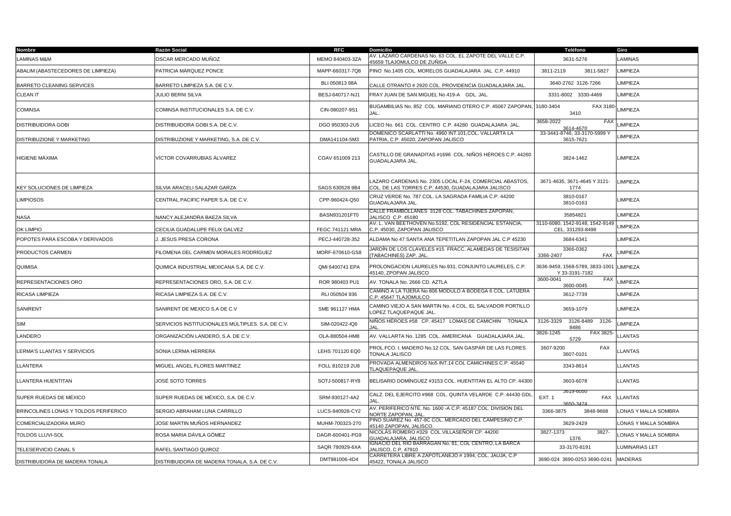| Nombre | Razón Social | RFC | Domicilio | Teléfono | Giro |
|---|---|---|---|---|---|
| LAMINAS M&M | OSCAR MERCADO MUÑOZ | MEMO 840403-3ZA | AV. LAZARO CARDENAS No. 63 COL. EL ZAPOTE DEL VALLE C.P. 45659 TLAJOMULCO DE ZUÑIGA | 3631-5276 | LAMINAS |
| ABALIM (ABASTECEDORES DE LIMPIEZA) | PATRICIA MÁRQUEZ PONCE | MAPP-660317-7Q8 | PINO No.1405 COL. MORELOS GUADALAJARA JAL. C.P. 44910 | 3811-2119 3811-5827 | LIMPIEZA |
| BARRETO CLEANING SERVICES | BARRETO LIMPIEZA S.A. DE C.V. | BLI 050813 98A | CALLE OTRANTO # 2920 COL. PROVIDENCIA GUADALAJARA JAL. | 3640-2762 3126-7266 | LIMPIEZA |
| CLEAN IT | JULIO BERNI SILVA | BESJ-640717-NJ1 | FRAY JUAN DE SAN MIGUEL No 419-A GDL. JAL. | 3331-8002 3330-4469 | LIMPIEZA |
| COMINSA | COMINSA INSTITUCIONALES S.A. DE C.V. | CIN-080207-9S1 | BUGAMBILIAS No. 852 COL. MARIANO OTERO C.P. 45067 ZAPOPAN, JAL. | 3180-3404 FAX 3180-3410 | LIMPIEZA |
| DISTRIBUIDORA GOBI | DISTRIBUIDORA GOBI S.A. DE C.V. | DGO 950303-2U5 | LICEO No. 661 COL. CENTRO C.P. 44280 GUADALAJARA JAL. | 3658-2022 FAX 3614-4670 | LIMPIEZA |
| DISTRIBUZIONE Y MARKETING | DISTRIBUZIONE Y MARKETING, S.A. DE C.V. | DMA141104-5M3 | DOMENICO SCARLATTI No. 4960 INT.101,COL. VALLARTA LA PATRIA, C.P. 45020, ZAPOPAN JALISCO | 33-3441-8746, 33-3170-5999 Y 3615-7621 | LIMPIEZA |
| HIGIENE MÁXIMA | VÍCTOR COVARRUBIAS ÁLVAREZ | COAV 651009 213 | CASTILLO DE GRANADITAS #1696 COL. NIÑOS HÉROES C.P. 44260 GUADALAJARA JAL. | 3824-1462 | LIMPIEZA |
| KEY SOLUCIONES DE LIMPIEZA | SILVIA ARACELI SALAZAR GARZA | SAGS 630528 9B4 | LAZARO CARDENAS No. 2305 LOCAL F-24, COMERCIAL ABASTOS, COL. DE LAS TORRES C.P. 44530, GUADALAJARA JALISCO | 3671-4635, 3671-4645 Y 3121-1774 | LIMPIEZA |
| LIMPIOSOS | CENTRAL PACIFIC PAPER S.A. DE C.V. | CPP-960424-Q50 | CRUZ VERDE No. 787 COL. LA SAGRADA FAMILIA C.P. 44200 GUADALAJARA JAL. | 3810-0167 3810-0163 | LIMPIEZA |
| NASA | NANCY ALEJANDRA BAEZA SILVA | BASN931201FT0 | CALLE FRAMBOLLANES 3128 COL. TABACHINES ZAPOPAN, JALISCO C.P. 45180 | 35854821 | LIMPIEZA |
| OK LIMPIO | CECILIA GUADALUPE FELIX GALVEZ | FEGC 741121 MRA | AV. L. VAN BEETHOVEN No.5192, COL RESIDENCIAL ESTANCIA, C.P. 45030, ZAPOPAN JALISCO | 3110-6080, 1542-9148, 1542-9149 CEL. 331293-8498 | LIMPIEZA |
| POPOTES PARA ESCOBA Y DERIVADOS | J. JESUS PRESA CORONA | PECJ-440728-352 | ALDAMA No 47 SANTA ANA TEPETITLAN ZAPOPAN JAL C.P 45230 | 3684-6341 | LIMPIEZA |
| PRODUCTOS CARMEN | FILOMENA DEL CARMEN MORALES RODRÍGUEZ | MORF-670610-GS8 | JARDÍN DE LOS CLAVELES #15 FRACC. ALAMEDAS DE TESISITAN (TABACHINES) ZAP. JAL. | 3366-0362 3366-2407 FAX | LIMPIEZA |
| QUIMISA | QUIMICA INDUSTRIAL MEXICANA S.A. DE C.V. | QMI 6400741 EPA | PROLONGACION LAURELES No.931, CONJUNTO LAURELES, C.P. 45140, ZPOPAN JALISCO | 3636-9459, 1568-5789, 3833-1001 Y 33-3191-7182 | LIMPIEZA |
| REPRESENTACIONES ORO | REPRESENTACIONES ORO, S.A. DE C.V. | ROR 980403 PU1 | AV. TONALA No. 2666 CD. AZTLA | 3600-0041 FAX 3600-0045 | LIMPIEZA |
| RICASA LIMPIEZA | RICASA LIMPIEZA S.A. DE C.V. | RLI 050504 936 | CAMINO A LA TIJERA No 806 MODULO A BODEGA 6 COL. LATIJERA C.P. 45647 TLAJOMULCO | 3612-7739 | LIMPIEZA |
| SANIRENT | SANIRENT DE MEXICO S.A DE C.V | SME 961127 HMA | CAMINO VIEJO A SAN MARTIN No. 4 COL. EL SALVADOR PORTILLO LOPEZ TLAQUEPAQUE JAL. | 3659-1079 | LIMPIEZA |
| SIM | SERVICIOS INSTITUCIONALES MÚLTIPLES. S.A. DE C.V. | SIM-020422-IQ6 | NIÑOS HÉROES #58 CP. 45417 LOMAS DE CAMICHIN TONALA JAL. | 3126-3329 3126-8489 3126-8486 | LIMPIEZA |
| LANDERO | ORGANIZACIÓN LANDERO, S.A. DE C.V. | OLA-880504-HM8 | AV. VALLARTA No. 1285 COL. AMERICANA GUADALAJARA JAL. | 3826-1245 FAX 3825-5729 | LLANTAS |
| LERMA'S LLANTAS Y SERVICIOS | SONIA LERMA HERRERA | LEHS 701120 EQ0 | PROL.FCO. I. MADERO No.12 COL. SAN GASPAR DE LAS FLORES TONALA JALISCO | 3607-9200 FAX 3607-0101 | LLANTAS |
| LLANTERA | MIGUEL ANGEL FLORES MARTINEZ | FOLL 810219 2U8 | PROVADA ALMENDROS No5 INT.14 COL CAMICHINES C.P. 45540 TLAQUEPAQUE JAL. | 3343-8614 | LLANTAS |
| LLANTERA HUENTITAN | JOSÉ SOTO TORRES | SOTJ-500817-RY8 | BELISARIO DOMÍNGUEZ #3153 COL. HUENTITAN EL ALTO CP. 44300 | 3603-6078 | LLANTAS |
| SUPER RUEDAS DE MÉXICO | SUPER RUEDAS DE MÉXICO, S.A. DE C.V. | SRM-930127-4A2 | CALZ. DEL EJERCITO #968 COL. QUINTA VELARDE C.P. 44430 GDL. JAL. | 3619-6050 EXT. 1 FAX 3650-3474 | LLANTAS |
| BRINCOLINES LONAS Y TOLDOS PERIFERICO | SERGIO ABRAHAM LUNA CARRILLO | LUCS-840928-CY2 | AV. PERIFERICO NTE. No. 1600 -A C.P. 45187 COL. DIVISION DEL NORTE ZAPOPAN, JAL. | 3366-3875 3848-9668 | LONAS Y MALLA SOMBRA |
| COMERCIALIZADORA MURO | JOSE MARTIN MUÑOS HERNANDEZ | MUHM-700323-270 | PINO SUAREZ No. 457-9C COL. MERCADO DEL CAMPESINO C.P. 45140 ZAPOPAN, JALISCO. | 3629-2429 | LONAS Y MALLA SOMBRA |
| TOLDOS LLUVI-SOL | ROSA MARIA DÁVILA GÓMEZ | DAGR-600401-PG9 | NICOLÁS ROMERO #329 COL.VILLASEÑOR CP. 44200 GUADALAJARA, JALISCO | 3827-1373 3827-1376 | LONAS Y MALLA SOMBRA |
| TELESERVICIO CANAL 5 | RAFEL SANTIAGO QUIROZ | SAQR 780929-6XA | IGNACIO DEL RIO BARRAGAN No. 81, COL CENTRO, LA BARCA JALISCO, C.P. 47910 | 33-3170-8191 | LUMINARIAS LET |
| DISTRIBUIDORA DE MADERA TONALA | DISTRIBUIDORA DE MADERA TONALA, S.A. DE C.V. | DMT981006-4D4 | CARRETERA LIBRE A ZAPOTLANEJO # 1994, COL. JAUJA, C.P 45422, TONALA JALISCO | 3690-024 3690-0253 3690-0241 | MADERAS |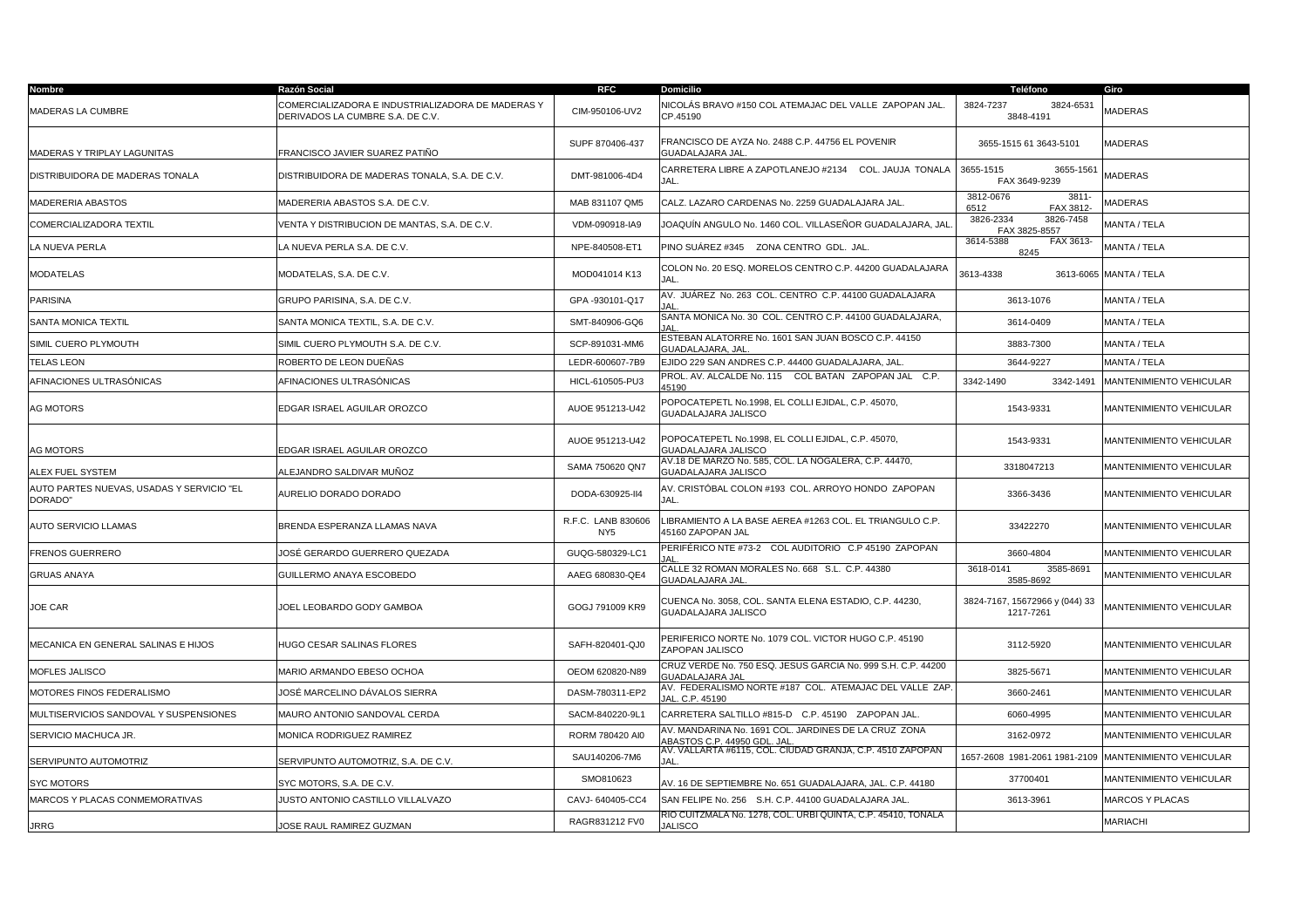| Nombre | Razón Social | RFC | Domicilio | Teléfono | Giro |
| --- | --- | --- | --- | --- | --- |
| MADERAS LA CUMBRE | COMERCIALIZADORA E INDUSTRIALIZADORA DE MADERAS Y DERIVADOS LA CUMBRE S.A. DE C.V. | CIM-950106-UV2 | NICOLÁS BRAVO #150 COL ATEMAJAC DEL VALLE ZAPOPAN JAL. CP.45190 | 3824-7237 3824-6531 3848-4191 | MADERAS |
| MADERAS Y TRIPLAY LAGUNITAS | FRANCISCO JAVIER SUAREZ PATIÑO | SUPF 870406-437 | FRANCISCO DE AYZA No. 2488 C.P. 44756 EL POVENIR GUADALAJARA JAL. | 3655-1515 61 3643-5101 | MADERAS |
| DISTRIBUIDORA DE MADERAS TONALA | DISTRIBUIDORA DE MADERAS TONALA, S.A. DE C.V. | DMT-981006-4D4 | CARRETERA LIBRE A ZAPOTLANEJO #2134 COL. JAUJA TONALA JAL. | 3655-1515 3655-1561 FAX 3649-9239 | MADERAS |
| MADERERIA ABASTOS | MADERERIA ABASTOS S.A. DE C.V. | MAB 831107 QM5 | CALZ. LAZARO CARDENAS No. 2259 GUADALAJARA JAL. | 3812-0676 3811-6512 FAX 3812- | MADERAS |
| COMERCIALIZADORA TEXTIL | VENTA Y DISTRIBUCION DE MANTAS, S.A. DE C.V. | VDM-090918-IA9 | JOAQUÍN ANGULO No. 1460 COL. VILLASEÑOR GUADALAJARA, JAL. | 3826-2334 3826-7458 FAX 3825-8557 | MANTA / TELA |
| LA NUEVA PERLA | LA NUEVA PERLA S.A. DE C.V. | NPE-840508-ET1 | PINO SUÁREZ #345 ZONA CENTRO GDL. JAL. | 3614-5388 FAX 3613-8245 | MANTA / TELA |
| MODATELAS | MODATELAS, S.A. DE C.V. | MOD041014 K13 | COLON No. 20 ESQ. MORELOS CENTRO C.P. 44200 GUADALAJARA JAL. | 3613-4338 3613-6065 | MANTA / TELA |
| PARISINA | GRUPO PARISINA, S.A. DE C.V. | GPA -930101-Q17 | AV. JUÁREZ No. 263 COL. CENTRO C.P. 44100 GUADALAJARA JAL. | 3613-1076 | MANTA / TELA |
| SANTA MONICA TEXTIL | SANTA MONICA TEXTIL, S.A. DE C.V. | SMT-840906-GQ6 | SANTA MONICA No. 30 COL. CENTRO C.P. 44100 GUADALAJARA, JAL. | 3614-0409 | MANTA / TELA |
| SIMIL CUERO PLYMOUTH | SIMIL CUERO PLYMOUTH S.A. DE C.V. | SCP-891031-MM6 | ESTEBAN ALATORRE No. 1601 SAN JUAN BOSCO C.P. 44150 GUADALAJARA, JAL. | 3883-7300 | MANTA / TELA |
| TELAS LEON | ROBERTO DE LEON DUEÑAS | LEDR-600607-7B9 | EJIDO 229 SAN ANDRES C.P. 44400 GUADALAJARA, JAL. | 3644-9227 | MANTA / TELA |
| AFINACIONES ULTRASÓNICAS | AFINACIONES ULTRASÓNICAS | HICL-610505-PU3 | PROL. AV. ALCALDE No. 115 COL BATAN ZAPOPAN JAL C.P. 45190 | 3342-1490 3342-1491 | MANTENIMIENTO VEHICULAR |
| AG MOTORS | EDGAR ISRAEL AGUILAR OROZCO | AUOE 951213-U42 | POPOCATEPETL No.1998, EL COLLI EJIDAL, C.P. 45070, GUADALAJARA JALISCO | 1543-9331 | MANTENIMIENTO VEHICULAR |
| AG MOTORS | EDGAR ISRAEL AGUILAR OROZCO | AUOE 951213-U42 | POPOCATEPETL No.1998, EL COLLI EJIDAL, C.P. 45070, GUADALAJARA JALISCO | 1543-9331 | MANTENIMIENTO VEHICULAR |
| ALEX FUEL SYSTEM | ALEJANDRO SALDIVAR MUÑOZ | SAMA 750620 QN7 | AV.18 DE MARZO No. 585, COL. LA NOGALERA, C.P. 44470, GUADALAJARA JALISCO | 3318047213 | MANTENIMIENTO VEHICULAR |
| AUTO PARTES NUEVAS, USADAS Y SERVICIO "EL DORADO" | AURELIO DORADO DORADO | DODA-630925-II4 | AV. CRISTÓBAL COLON #193 COL. ARROYO HONDO ZAPOPAN JAL. | 3366-3436 | MANTENIMIENTO VEHICULAR |
| AUTO SERVICIO LLAMAS | BRENDA ESPERANZA LLAMAS NAVA | R.F.C. LANB 830606 NY5 | LIBRAMIENTO A LA BASE AEREA #1263 COL. EL TRIANGULO C.P. 45160 ZAPOPAN JAL | 33422270 | MANTENIMIENTO VEHICULAR |
| FRENOS GUERRERO | JOSÉ GERARDO GUERRERO QUEZADA | GUQG-580329-LC1 | PERIFÉRICO NTE #73-2 COL AUDITORIO C.P 45190 ZAPOPAN JAL. | 3660-4804 | MANTENIMIENTO VEHICULAR |
| GRUAS ANAYA | GUILLERMO ANAYA ESCOBEDO | AAEG 680830-QE4 | CALLE 32 ROMAN MORALES No. 668 S.L. C.P. 44380 GUADALAJARA JAL. | 3618-0141 3585-8691 3585-8692 | MANTENIMIENTO VEHICULAR |
| JOE CAR | JOEL LEOBARDO GODY GAMBOA | GOGJ 791009 KR9 | CUENCA No. 3058, COL. SANTA ELENA ESTADIO, C.P. 44230, GUADALAJARA JALISCO | 3824-7167, 15672966 y (044) 33 1217-7261 | MANTENIMIENTO VEHICULAR |
| MECANICA EN GENERAL SALINAS E HIJOS | HUGO CESAR SALINAS FLORES | SAFH-820401-QJ0 | PERIFERICO NORTE No. 1079 COL. VICTOR HUGO C.P. 45190 ZAPOPAN JALISCO | 3112-5920 | MANTENIMIENTO VEHICULAR |
| MOFLES JALISCO | MARIO ARMANDO EBESO OCHOA | OEOM 620820-N89 | CRUZ VERDE No. 750 ESQ. JESUS GARCIA No. 999 S.H. C.P. 44200 GUADALAJARA JAL | 3825-5671 | MANTENIMIENTO VEHICULAR |
| MOTORES FINOS FEDERALISMO | JOSÉ MARCELINO DÁVALOS SIERRA | DASM-780311-EP2 | AV. FEDERALISMO NORTE #187 COL. ATEMAJAC DEL VALLE ZAP. JAL. C.P. 45190 | 3660-2461 | MANTENIMIENTO VEHICULAR |
| MULTISERVICIOS SANDOVAL Y SUSPENSIONES | MAURO ANTONIO SANDOVAL CERDA | SACM-840220-9L1 | CARRETERA SALTILLO #815-D C.P. 45190 ZAPOPAN JAL. | 6060-4995 | MANTENIMIENTO VEHICULAR |
| SERVICIO MACHUCA JR. | MONICA RODRIGUEZ RAMIREZ | RORM 780420 AI0 | AV. MANDARINA No. 1691 COL. JARDINES DE LA CRUZ ZONA ABASTOS C.P. 44950 GDL. JAL. | 3162-0972 | MANTENIMIENTO VEHICULAR |
| SERVIPUNTO AUTOMOTRIZ | SERVIPUNTO AUTOMOTRIZ, S.A. DE C.V. | SAU140206-7M6 | AV. VALLARTA #6115, COL. CIUDAD GRANJA, C.P. 4510 ZAPOPAN JAL. | 1657-2608 1981-2061 1981-2109 | MANTENIMIENTO VEHICULAR |
| SYC MOTORS | SYC MOTORS, S.A. DE C.V. | SMO810623 | AV. 16 DE SEPTIEMBRE No. 651 GUADALAJARA, JAL. C.P. 44180 | 37700401 | MANTENIMIENTO VEHICULAR |
| MARCOS Y PLACAS CONMEMORATIVAS | JUSTO ANTONIO CASTILLO VILLALVAZO | CAVJ- 640405-CC4 | SAN FELIPE No. 256 S.H. C.P. 44100 GUADALAJARA JAL. | 3613-3961 | MARCOS Y PLACAS |
| JRRG | JOSE RAUL RAMIREZ GUZMAN | RAGR831212 FV0 | RIO CUITZMALA No. 1278, COL. URBI QUINTA, C.P. 45410, TONALA JALISCO | | MARIACHI |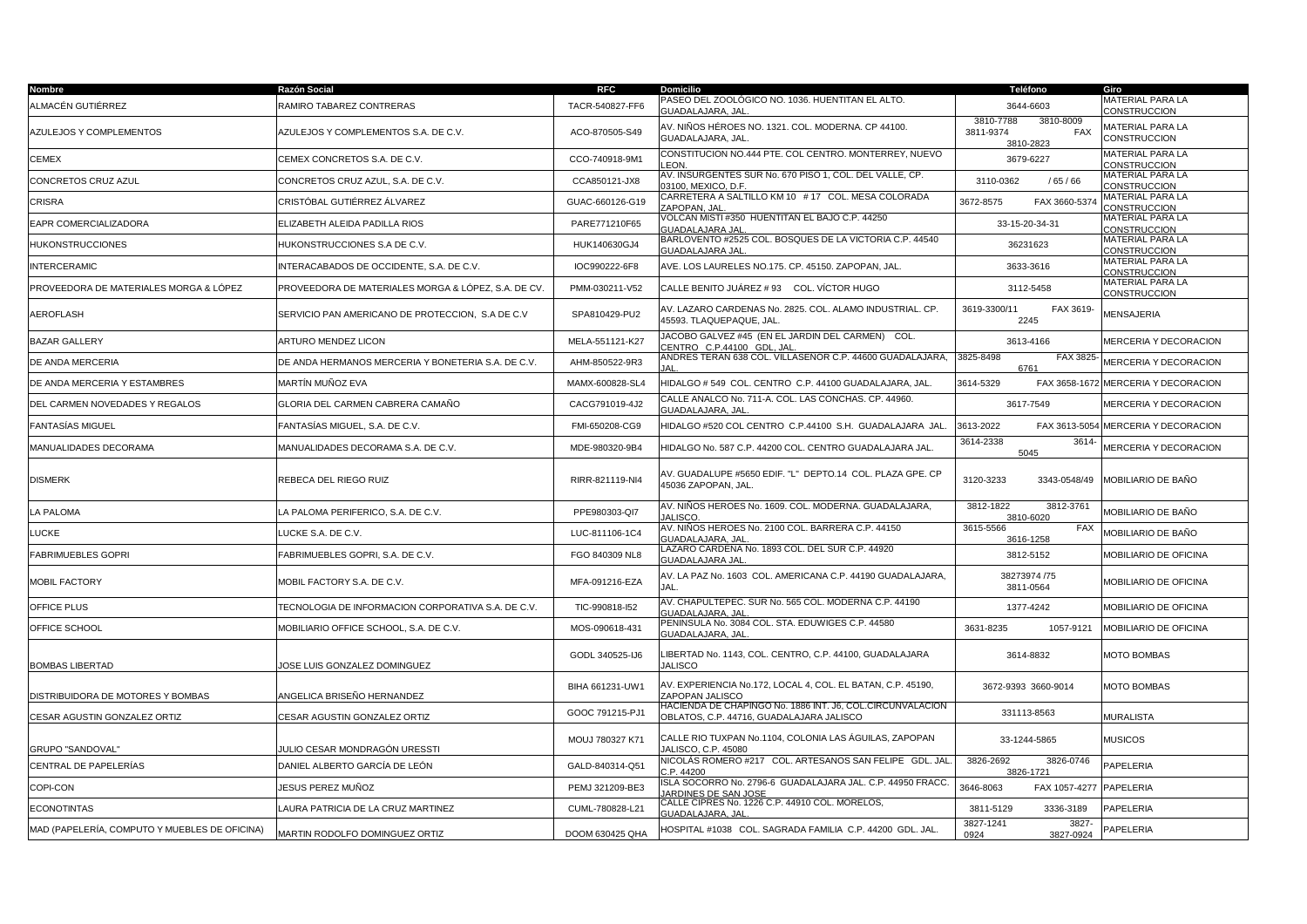| Nombre | Razón Social | RFC | Domicilio | Teléfono | Giro |
|---|---|---|---|---|---|
| ALMACÉN GUTIÉRREZ | RAMIRO TABAREZ CONTRERAS | TACR-540827-FF6 | PASEO DEL ZOOLÓGICO NO. 1036. HUENTITAN EL ALTO. GUADALAJARA, JAL. | 3644-6603 | MATERIAL PARA LA CONSTRUCCION |
| AZULEJOS Y COMPLEMENTOS | AZULEJOS Y COMPLEMENTOS S.A. DE C.V. | ACO-870505-S49 | AV. NIÑOS HÉROES NO. 1321. COL. MODERNA. CP 44100. GUADALAJARA, JAL. | 3810-7788 3810-8009 3811-9374 FAX 3810-2823 | MATERIAL PARA LA CONSTRUCCION |
| CEMEX | CEMEX CONCRETOS S.A. DE C.V. | CCO-740918-9M1 | CONSTITUCION NO.444 PTE. COL CENTRO. MONTERREY, NUEVO LEON. | 3679-6227 | MATERIAL PARA LA CONSTRUCCION |
| CONCRETOS CRUZ AZUL | CONCRETOS CRUZ AZUL, S.A. DE C.V. | CCA850121-JX8 | AV. INSURGENTES SUR No. 670 PISO 1, COL. DEL VALLE, CP. 03100, MEXICO, D.F. | 3110-0362 / 65 / 66 | MATERIAL PARA LA CONSTRUCCION |
| CRISRA | CRISTÓBAL GUTIÉRREZ ÁLVAREZ | GUAC-660126-G19 | CARRETERA A SALTILLO KM 10 # 17 COL. MESA COLORADA ZAPOPAN, JAL. | 3672-8575 FAX 3660-5374 | MATERIAL PARA LA CONSTRUCCION |
| EAPR COMERCIALIZADORA | ELIZABETH ALEIDA PADILLA RIOS | PARE771210F65 | VOLCAN MISTI #350 HUENTITAN EL BAJO C.P. 44250 GUADALAJARA JAL. | 33-15-20-34-31 | MATERIAL PARA LA CONSTRUCCION |
| HUKONSTRUCCIONES | HUKONSTRUCCIONES S.A DE C.V. | HUK140630GJ4 | BARLOVENTO #2525 COL. BOSQUES DE LA VICTORIA C.P. 44540 GUADALAJARA JAL. | 36231623 | MATERIAL PARA LA CONSTRUCCION |
| INTERCERAMIC | INTERACABADOS DE OCCIDENTE, S.A. DE C.V. | IOC990222-6F8 | AVE. LOS LAURELES NO.175. CP. 45150. ZAPOPAN, JAL. | 3633-3616 | MATERIAL PARA LA CONSTRUCCION |
| PROVEEDORA DE MATERIALES MORGA & LÓPEZ | PROVEEDORA DE MATERIALES MORGA & LÓPEZ, S.A. DE CV. | PMM-030211-V52 | CALLE BENITO JUÁREZ # 93 COL. VÍCTOR HUGO | 3112-5458 | MATERIAL PARA LA CONSTRUCCION |
| AEROFLASH | SERVICIO PAN AMERICANO DE PROTECCION, S.A DE C.V | SPA810429-PU2 | AV. LAZARO CARDENAS No. 2825. COL. ALAMO INDUSTRIAL. CP. 45593. TLAQUEPAQUE, JAL. | 3619-3300/11 FAX 3619-2245 | MENSAJERIA |
| BAZAR GALLERY | ARTURO MENDEZ LICON | MELA-551121-K27 | JACOBO GALVEZ #45 (EN EL JARDIN DEL CARMEN) COL. CENTRO C.P.44100 GDL, JAL. | 3613-4166 | MERCERIA Y DECORACION |
| DE ANDA MERCERIA | DE ANDA HERMANOS MERCERIA Y BONETERIA S.A. DE C.V. | AHM-850522-9R3 | ANDRES TERAN 638 COL. VILLASEÑOR C.P. 44600 GUADALAJARA, JAL. | 3825-8498 FAX 3825-6761 | MERCERIA Y DECORACION |
| DE ANDA MERCERIA Y ESTAMBRES | MARTÍN MUÑOZ EVA | MAMX-600828-SL4 | HIDALGO # 549 COL. CENTRO C.P. 44100 GUADALAJARA, JAL. | 3614-5329 FAX 3658-1672 | MERCERIA Y DECORACION |
| DEL CARMEN NOVEDADES Y REGALOS | GLORIA DEL CARMEN CABRERA CAMAÑO | CACG791019-4J2 | CALLE ANALCO No. 711-A. COL. LAS CONCHAS. CP. 44960. GUADALAJARA, JAL. | 3617-7549 | MERCERIA Y DECORACION |
| FANTASÍAS MIGUEL | FANTASÍAS MIGUEL, S.A. DE C.V. | FMI-650208-CG9 | HIDALGO #520 COL CENTRO C.P.44100 S.H. GUADALAJARA JAL. | 3613-2022 FAX 3613-5054 | MERCERIA Y DECORACION |
| MANUALIDADES DECORAMA | MANUALIDADES DECORAMA S.A. DE C.V. | MDE-980320-9B4 | HIDALGO No. 587 C.P. 44200 COL. CENTRO GUADALAJARA JAL. | 3614-2338 3614-5045 | MERCERIA Y DECORACION |
| DISMERK | REBECA DEL RIEGO RUIZ | RIRR-821119-NI4 | AV. GUADALUPE #5650 EDIF. "L" DEPTO.14 COL. PLAZA GPE. CP 45036 ZAPOPAN, JAL. | 3120-3233 3343-0548/49 | MOBILIARIO DE BAÑO |
| LA PALOMA | LA PALOMA PERIFERICO, S.A. DE C.V. | PPE980303-QI7 | AV. NIÑOS HEROES No. 1609. COL. MODERNA. GUADALAJARA, JALISCO. | 3812-1822 3812-3761 3810-6020 | MOBILIARIO DE BAÑO |
| LUCKE | LUCKE S.A. DE C.V. | LUC-811106-1C4 | AV. NIÑOS HEROES No. 2100 COL. BARRERA C.P. 44150 GUADALAJARA, JAL. | 3615-5566 FAX 3616-1258 | MOBILIARIO DE BAÑO |
| FABRIMUEBLES GOPRI | FABRIMUEBLES GOPRI, S.A. DE C.V. | FGO 840309 NL8 | LAZARO CARDENA No. 1893 COL. DEL SUR C.P. 44920 GUADALAJARA JAL. | 3812-5152 | MOBILIARIO DE OFICINA |
| MOBIL FACTORY | MOBIL FACTORY S.A. DE C.V. | MFA-091216-EZA | AV. LA PAZ No. 1603 COL. AMERICANA C.P. 44190 GUADALAJARA, JAL. | 38273974 /75 3811-0564 | MOBILIARIO DE OFICINA |
| OFFICE PLUS | TECNOLOGIA DE INFORMACION CORPORATIVA S.A. DE C.V. | TIC-990818-I52 | AV. CHAPULTEPEC. SUR No. 565 COL. MODERNA C.P. 44190 GUADALAJARA, JAL. | 1377-4242 | MOBILIARIO DE OFICINA |
| OFFICE SCHOOL | MOBILIARIO OFFICE SCHOOL, S.A. DE C.V. | MOS-090618-431 | PENINSULA No. 3084 COL. STA. EDUWIGES C.P. 44580 GUADALAJARA, JAL. | 3631-8235 1057-9121 | MOBILIARIO DE OFICINA |
| BOMBAS LIBERTAD | JOSE LUIS GONZALEZ DOMINGUEZ | GODL 340525-IJ6 | LIBERTAD No. 1143, COL. CENTRO, C.P. 44100, GUADALAJARA JALISCO | 3614-8832 | MOTO BOMBAS |
| DISTRIBUIDORA DE MOTORES Y BOMBAS | ANGELICA BRISEÑO HERNANDEZ | BIHA 661231-UW1 | AV. EXPERIENCIA No.172, LOCAL 4, COL. EL BATAN, C.P. 45190, ZAPOPAN JALISCO | 3672-9393 3660-9014 | MOTO BOMBAS |
| CESAR AGUSTIN GONZALEZ ORTIZ | CESAR AGUSTIN GONZALEZ ORTIZ | GOOC 791215-PJ1 | HACIENDA DE CHAPINGO No. 1886 INT. J6, COL.CIRCUNVALACION OBLATOS, C.P. 44716, GUADALAJARA JALISCO | 331113-8563 | MURALISTA |
| GRUPO "SANDOVAL" | JULIO CESAR MONDRAGÓN URESSTI | MOUJ 780327 K71 | CALLE RIO TUXPAN No.1104, COLONIA LAS ÁGUILAS, ZAPOPAN JALISCO, C.P. 45080 | 33-1244-5865 | MUSICOS |
| CENTRAL DE PAPELERÍAS | DANIEL ALBERTO GARCÍA DE LEÓN | GALD-840314-Q51 | NICOLÁS ROMERO #217 COL. ARTESANOS SAN FELIPE GDL. JAL. C.P. 44200 | 3826-2692 3826-0746 3826-1721 | PAPELERIA |
| COPI-CON | JESUS PEREZ MUÑOZ | PEMJ 321209-BE3 | ISLA SOCORRO No. 2796-6 GUADALAJARA JAL. C.P. 44950 FRACC. JARDINES DE SAN JOSE | 3646-8063 FAX 1057-4277 | PAPELERIA |
| ECONOTINTAS | LAURA PATRICIA DE LA CRUZ MARTINEZ | CUML-780828-L21 | CALLE CIPRES No. 1226 C.P. 44910 COL. MORELOS, GUADALAJARA, JAL. | 3811-5129 3336-3189 | PAPELERIA |
| MAD (PAPELERÍA, COMPUTO Y MUEBLES DE OFICINA) | MARTIN RODOLFO DOMINGUEZ ORTIZ | DOOM 630425 QHA | HOSPITAL #1038 COL. SAGRADA FAMILIA C.P. 44200 GDL. JAL. | 3827-1241 3827-0924 3827-0924 | PAPELERIA |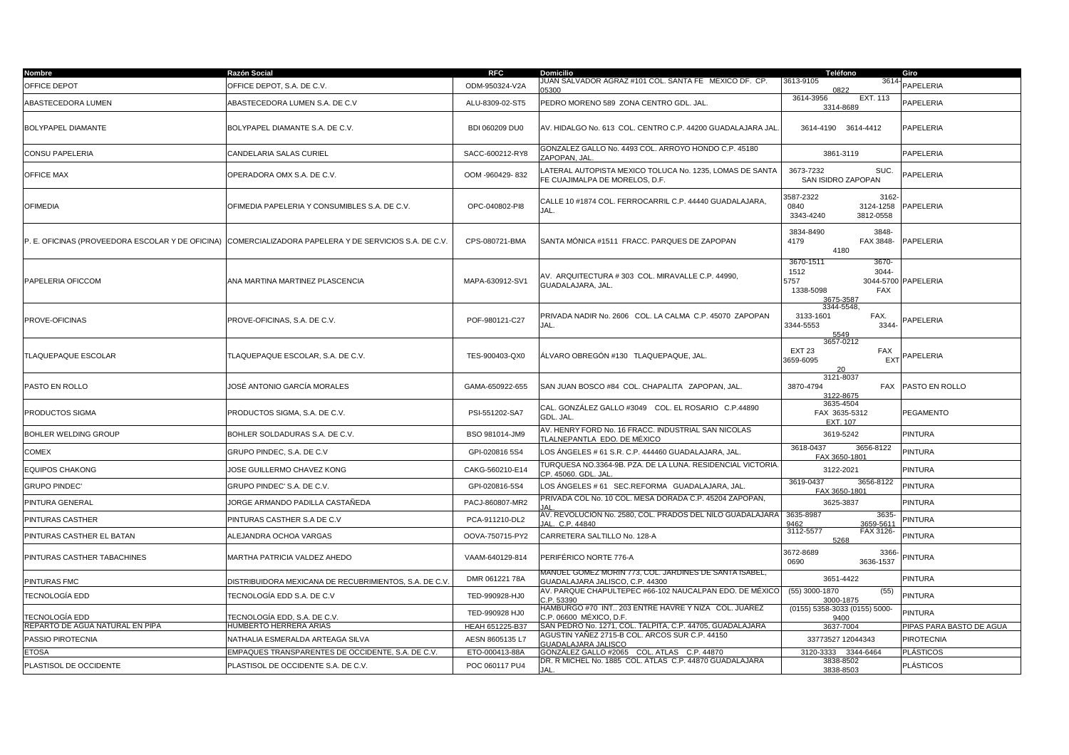| Nombre | Razón Social | RFC | Domicilio | Teléfono | Giro |
|---|---|---|---|---|---|
| OFFICE DEPOT | OFFICE DEPOT, S.A. DE C.V. | ODM-950324-V2A | JUAN SALVADOR AGRAZ #101 COL. SANTA FE MEXICO DF. CP. 05300 | 3613-9105 3614-0822 | PAPELERIA |
| ABASTECEDORA LUMEN | ABASTECEDORA LUMEN S.A. DE C.V | ALU-8309-02-ST5 | PEDRO MORENO 589 ZONA CENTRO GDL. JAL. | 3614-3956 EXT. 113 3314-8689 | PAPELERIA |
| BOLYPAPEL DIAMANTE | BOLYPAPEL DIAMANTE S.A. DE C.V. | BDI 060209 DU0 | AV. HIDALGO No. 613 COL. CENTRO C.P. 44200 GUADALAJARA JAL. | 3614-4190 3614-4412 | PAPELERIA |
| CONSU PAPELERIA | CANDELARIA SALAS CURIEL | SACC-600212-RY8 | GONZALEZ GALLO No. 4493 COL. ARROYO HONDO C.P. 45180 ZAPOPAN, JAL. | 3861-3119 | PAPELERIA |
| OFFICE MAX | OPERADORA OMX S.A. DE C.V. | OOM -960429- 832 | LATERAL AUTOPISTA MEXICO TOLUCA No. 1235, LOMAS DE SANTA FE CUAJIMALPA DE MORELOS, D.F. | 3673-7232 SUC. SAN ISIDRO ZAPOPAN | PAPELERIA |
| OFIMEDIA | OFIMEDIA PAPELERIA Y CONSUMIBLES S.A. DE C.V. | OPC-040802-PI8 | CALLE 10 #1874 COL. FERROCARRIL C.P. 44440 GUADALAJARA, JAL. | 3587-2322 3162-0840 3124-1258 3343-4240 3812-0558 | PAPELERIA |
| P. E. OFICINAS (PROVEEDORA ESCOLAR Y DE OFICINA) | COMERCIALIZADORA PAPELERA Y DE SERVICIOS S.A. DE C.V. | CPS-080721-BMA | SANTA MÓNICA #1511 FRACC. PARQUES DE ZAPOPAN | 3834-8490 3848-4179 FAX 3848-4180 | PAPELERIA |
| PAPELERIA OFICCOM | ANA MARTINA MARTINEZ PLASCENCIA | MAPA-630912-SV1 | AV. ARQUITECTURA # 303 COL. MIRAVALLE C.P. 44990, GUADALAJARA, JAL. | 3670-1511 3670-1512 3044-5757 3044-5700 1338-5098 FAX 3675-3587 | PAPELERIA |
| PROVE-OFICINAS | PROVE-OFICINAS, S.A. DE C.V. | POF-980121-C27 | PRIVADA NADIR No. 2606 COL. LA CALMA C.P. 45070 ZAPOPAN JAL. | 3344-5548, 3133-1601 FAX. 3344-5553 3344-5549 | PAPELERIA |
| TLAQUEPAQUE ESCOLAR | TLAQUEPAQUE ESCOLAR, S.A. DE C.V. | TES-900403-QX0 | ÁLVARO OBREGÓN #130 TLAQUEPAQUE, JAL. | 3657-0212 EXT 23 FAX 3659-6095 EXT 20 | PAPELERIA |
| PASTO EN ROLLO | JOSÉ ANTONIO GARCÍA MORALES | GAMA-650922-655 | SAN JUAN BOSCO #84 COL. CHAPALITA ZAPOPAN, JAL. | 3121-8037 3870-4794 FAX 3122-8675 | PASTO EN ROLLO |
| PRODUCTOS SIGMA | PRODUCTOS SIGMA, S.A. DE C.V. | PSI-551202-SA7 | CAL. GONZÁLEZ GALLO #3049 COL. EL ROSARIO C.P.44890 GDL. JAL. | 3635-4504 FAX 3635-5312 EXT. 107 | PEGAMENTO |
| BOHLER WELDING GROUP | BOHLER SOLDADURAS S.A. DE C.V. | BSO 981014-JM9 | AV. HENRY FORD No. 16 FRACC. INDUSTRIAL SAN NICOLAS TLALNEPANTLA EDO. DE MÉXICO | 3619-5242 | PINTURA |
| COMEX | GRUPO PINDEC, S.A. DE C.V | GPI-020816 5S4 | LOS ÁNGELES # 61 S.R. C.P. 444460 GUADALAJARA, JAL. | 3618-0437 3656-8122 FAX 3650-1801 | PINTURA |
| EQUIPOS CHAKONG | JOSE GUILLERMO CHAVEZ KONG | CAKG-560210-E14 | TURQUESA NO.3364-9B. PZA. DE LA LUNA. RESIDENCIAL VICTORIA. CP. 45060. GDL. JAL. | 3122-2021 | PINTURA |
| GRUPO PINDEC' | GRUPO PINDEC' S.A. DE C.V. | GPI-020816-5S4 | LOS ÁNGELES # 61 SEC.REFORMA GUADALAJARA, JAL. | 3619-0437 3656-8122 FAX 3650-1801 | PINTURA |
| PINTURA GENERAL | JORGE ARMANDO PADILLA CASTAÑEDA | PACJ-860807-MR2 | PRIVADA COL No. 10 COL. MESA DORADA C.P. 45204 ZAPOPAN, JAL. | 3625-3837 | PINTURA |
| PINTURAS CASTHER | PINTURAS CASTHER S.A DE C.V | PCA-911210-DL2 | AV. REVOLUCION No. 2580, COL. PRADOS DEL NILO GUADALAJARA JAL. C.P. 44840 | 3635-8987 3635-9462 3659-5611 | PINTURA |
| PINTURAS CASTHER EL BATAN | ALEJANDRA OCHOA VARGAS | OOVA-750715-PY2 | CARRETERA SALTILLO No. 128-A | 3112-5577 FAX 3126-5268 | PINTURA |
| PINTURAS CASTHER TABACHINES | MARTHA PATRICIA VALDEZ AHEDO | VAAM-640129-814 | PERIFÉRICO NORTE 776-A | 3672-8689 3366-0690 3636-1537 | PINTURA |
| PINTURAS FMC | DISTRIBUIDORA MEXICANA DE RECUBRIMIENTOS, S.A. DE C.V. | DMR 061221 78A | MANUEL GOMEZ MORIN 773, COL. JARDINES DE SANTA ISABEL, GUADALAJARA JALISCO, C.P. 44300 | 3651-4422 | PINTURA |
| TECNOLOGÍA EDD | TECNOLOGÍA EDD S.A. DE C.V | TED-990928-HJ0 | AV. PARQUE CHAPULTEPEC #66-102 NAUCALPAN EDO. DE MÉXICO C.P. 53390 | (55) 3000-1870 (55) 3000-1875 | PINTURA |
| TECNOLOGÍA EDD | TECNOLOGÍA EDD, S.A. DE C.V. | TED-990928 HJ0 | HAMBURGO #70 INT.. 203 ENTRE HAVRE Y NIZA COL. JUAREZ C.P. 06600 MÉXICO, D.F. | (0155) 5358-3033 (0155) 5000-9400 | PINTURA |
| REPARTO DE AGUA NATURAL EN PIPA | HUMBERTO HERRERA ARIAS | HEAH 651225-B37 | SAN PEDRO No. 1271, COL. TALPITA, C.P. 44705, GUADALAJARA | 3637-7004 | PIPAS PARA BASTO DE AGUA |
| PASSIO PIROTECNIA | NATHALIA ESMERALDA ARTEAGA SILVA | AESN 8605135 L7 | AGUSTIN YAÑEZ 2715-B COL. ARCOS SUR C.P. 44150 GUADALAJARA JALISCO | 33773527 12044343 | PIROTECNIA |
| ETOSA | EMPAQUES TRANSPARENTES DE OCCIDENTE, S.A. DE C.V. | ETO-000413-88A | GONZÁLEZ GALLO #2065 COL. ATLAS C.P. 44870 | 3120-3333 3344-6464 | PLÁSTICOS |
| PLASTISOL DE OCCIDENTE | PLASTISOL DE OCCIDENTE S.A. DE C.V. | POC 060117 PU4 | DR. R MICHEL No. 1885 COL. ATLAS C.P. 44870 GUADALAJARA JAL. | 3838-8502 3838-8503 | PLÁSTICOS |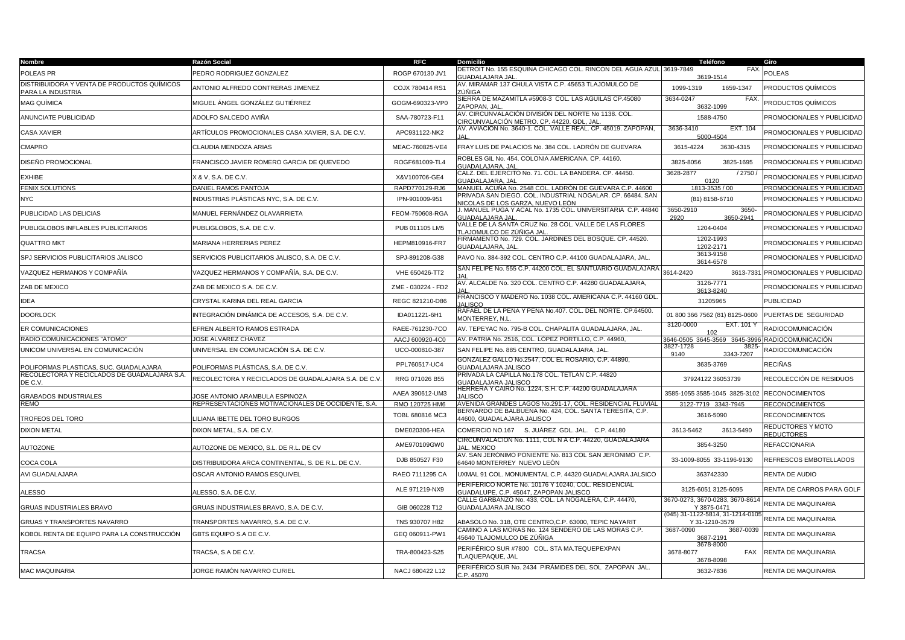| Nombre | Razón Social | RFC | Domicilio | Teléfono | Giro |
|---|---|---|---|---|---|
| POLEAS PR | PEDRO RODRIGUEZ GONZALEZ | ROGP 670130 JV1 | DETROIT No. 155 ESQUINA CHICAGO COL. RINCON DEL AGUA AZUL GUADALAJARA JAL. | 3619-7849 FAX. 3619-1514 | POLEAS |
| DISTRIBUIDORA Y VENTA DE PRODUCTOS QUÍMICOS PARA LA INDUSTRIA | ANTONIO ALFREDO CONTRERAS JIMENEZ | COJX 780414 RS1 | AV. MIRAMAR 137 CHULA VISTA C.P. 45653 TLAJOMULCO DE ZÚÑIGA | 1099-1319 1659-1347 | PRODUCTOS QUÍMICOS |
| MAG QUÍMICA | MIGUEL ÁNGEL GONZÁLEZ GUTIÉRREZ | GOGM-690323-VP0 | SIERRA DE MAZAMITLA #5908-3 COL. LAS AGUILAS CP.45080 ZAPOPAN, JAL. | 3634-0247 FAX. 3632-1099 | PRODUCTOS QUÍMICOS |
| ANUNCIATE PUBLICIDAD | ADOLFO SALCEDO AVIÑA | SAA-780723-F11 | AV. CIRCUNVALACIÓN DIVISIÓN DEL NORTE No 1138. COL. CIRCUNVALACIÓN METRO. CP. 44220. GDL, JAL. | 1588-4750 | PROMOCIONALES Y PUBLICIDAD |
| CASA XAVIER | ARTÍCULOS PROMOCIONALES CASA XAVIER, S.A. DE C.V. | APC931122-NK2 | AV. AVIACIÓN No. 3640-1. COL. VALLE REAL. CP. 45019. ZAPOPAN, JAL. | 3636-3410 EXT. 104 5000-4504 | PROMOCIONALES Y PUBLICIDAD |
| CMAPRO | CLAUDIA MENDOZA ARIAS | MEAC-760825-VE4 | FRAY LUIS DE PALACIOS No. 384 COL. LADRÓN DE GUEVARA | 3615-4224 3630-4315 | PROMOCIONALES Y PUBLICIDAD |
| DISEÑO PROMOCIONAL | FRANCISCO JAVIER ROMERO GARCIA DE QUEVEDO | ROGF681009-TL4 | ROBLES GIL No. 454. COLONIA AMERICANA. CP. 44160. GUADALAJARA, JAL. | 3825-8056 3825-1695 | PROMOCIONALES Y PUBLICIDAD |
| EXHIBE | X & V, S.A. DE C.V. | X&V100706-GE4 | CALZ. DEL EJERCITO No. 71. COL. LA BANDERA. CP. 44450. GUADALAJARA, JAL | 3628-2877 / 2750 / 0120 | PROMOCIONALES Y PUBLICIDAD |
| FENIX SOLUTIONS | DANIEL RAMOS PANTOJA | RAPD770129-RJ6 | MANUEL ACUÑA No. 2548 COL. LADRÓN DE GUEVARA C.P. 44600 | 1813-3535 / 00 | PROMOCIONALES Y PUBLICIDAD |
| NYC | INDUSTRIAS PLÁSTICAS NYC, S.A. DE C.V. | IPN-901009-951 | PRIVADA SAN DIEGO. COL. INDUSTRIAL NOGALAR. CP. 66484. SAN NICOLAS DE LOS GARZA, NUEVO LEÓN | (81) 8158-6710 | PROMOCIONALES Y PUBLICIDAD |
| PUBLICIDAD LAS DELICIAS | MANUEL FERNÁNDEZ OLAVARRIETA | FEOM-750608-RGA | J. MANUEL PUGA Y ACAL No. 1735 COL. UNIVERSITARIA C.P. 44840 GUADALAJARA JAL. | 3650-2910 3650-2920 3650-2941 | PROMOCIONALES Y PUBLICIDAD |
| PUBLIGLOBOS INFLABLES PUBLICITARIOS | PUBLIGLOBOS, S.A. DE C.V. | PUB 011105 LM5 | VALLE DE LA SANTA CRUZ No. 28 COL. VALLE DE LAS FLORES TLAJOMULCO DE ZÚÑIGA JAL. | 1204-0404 | PROMOCIONALES Y PUBLICIDAD |
| QUATTRO MKT | MARIANA HERRERIAS PEREZ | HEPM810916-FR7 | FIRMAMENTO No. 729. COL. JARDINES DEL BOSQUE. CP. 44520. GUADALAJARA, JAL. | 1202-1993 1202-2171 | PROMOCIONALES Y PUBLICIDAD |
| SPJ SERVICIOS PUBLICITARIOS JALISCO | SERVICIOS PUBLICITARIOS JALISCO, S.A. DE C.V. | SPJ-891208-G38 | PAVO No. 384-392 COL. CENTRO C.P. 44100 GUADALAJARA, JAL. | 3613-9158 3614-6578 | PROMOCIONALES Y PUBLICIDAD |
| VAZQUEZ HERMANOS Y COMPAÑÍA | VAZQUEZ HERMANOS Y COMPAÑÍA, S.A. DE C.V. | VHE 650426-TT2 | SAN FELIPE No. 555 C.P. 44200 COL. EL SANTUARIO GUADALAJARA JAL | 3614-2420 3613-7331 | PROMOCIONALES Y PUBLICIDAD |
| ZAB DE MEXICO | ZAB DE MEXICO S.A. DE C.V. | ZME - 030224 - FD2 | AV. ALCALDE No. 320 COL. CENTRO C.P. 44280 GUADALAJARA, JAL. | 3126-7771 3613-8240 | PROMOCIONALES Y PUBLICIDAD |
| IDEA | CRYSTAL KARINA DEL REAL GARCIA | REGC 821210-D86 | FRANCISCO Y MADERO No. 1038 COL. AMERICANA C.P. 44160 GDL. JALISCO | 31205965 | PUBLICIDAD |
| DOORLOCK | INTEGRACIÓN DINÁMICA DE ACCESOS, S.A. DE C.V. | IDA011221-6H1 | RAFAEL DE LA PEÑA Y PEÑA No.407. COL. DEL NORTE. CP.64500. MONTERREY, N.L. | 01 800 366 7562 (81) 8125-0600 | PUERTAS DE SEGURIDAD |
| ER COMUNICACIONES | EFREN ALBERTO RAMOS ESTRADA | RAEE-761230-7CO | AV. TEPEYAC No. 795-B COL. CHAPALITA GUADALAJARA, JAL. | 3120-0000 EXT. 101 Y 102 | RADIOCOMUNICACIÓN |
| RADIO COMUNICACIONES "ATOMO" | JOSE ALVAREZ CHAVEZ | AACJ 600920-4C0 | AV. PATRIA No. 2516, COL. LÓPEZ PORTILLO, C.P. 44960, | 3646-0505 3645-3569 3645-3996 | RADIOCOMUNICACIÓN |
| UNICOM UNIVERSAL EN COMUNICACIÓN | UNIVERSAL EN COMUNICACIÓN S.A. DE C.V. | UCO-000810-387 | SAN FELIPE No. 885 CENTRO, GUADALAJARA, JAL. | 3827-1728 3825-9140 3343-7207 | RADIOCOMUNICACIÓN |
| POLIFORMAS PLASTICAS, SUC. GUADALAJARA | POLIFORMAS PLÁSTICAS, S.A. DE C.V. | PPL760517-UC4 | GONZALEZ GALLO No.2547, COL EL ROSARIO, C.P. 44890, GUADALAJARA JALISCO | 3635-3769 | RECIÑAS |
| RECOLECTORA Y RECICLADOS DE GUADALAJARA S.A. DE C.V. | RECOLECTORA Y RECICLADOS DE GUADALAJARA S.A. DE C.V. | RRG 071026 B55 | PRIVADA LA CAPILLA No.178 COL. TETLAN C.P. 44820 GUADALAJARA JALISCO | 37924122 36053739 | RECOLECCIÓN DE RESIDUOS |
| GRABADOS INDUSTRIALES | JOSE ANTONIO ARAMBULA ESPINOZA | AAEA 390612-UM3 | HERRERA Y CAIRO No. 1224, S.H. C.P. 44200 GUADALAJARA JALISCO | 3585-1055 3585-1045 3825-3102 | RECONOCIMIENTOS |
| REMO | REPRESENTACIONES MOTIVACIONALES DE OCCIDENTE, S.A. | RMO 120725 HM6 | AVENIDA GRANDES LAGOS No.291-17, COL. RESIDENCIAL FLUVIAL | 3122-7719 3343-7945 | RECONOCIMIENTOS |
| TROFEOS DEL TORO | LILIANA IBETTE DEL TORO BURGOS | TOBL 680816 MC3 | BERNARDO DE BALBUENA No. 424, COL. SANTA TERESITA, C.P. 44600, GUADALAJARA JALISCO | 3616-5090 | RECONOCIMIENTOS |
| DIXON METAL | DIXON METAL, S.A. DE C.V. | DME020306-HEA | COMERCIO NO.167 S. JUÁREZ GDL. JAL. C.P. 44180 | 3613-5462 3613-5490 | REDUCTORES Y MOTO REDUCTORES |
| AUTOZONE | AUTOZONE DE MEXICO, S.L. DE R.L. DE CV | AME970109GW0 | CIRCUNVALACIÓN No. 1111, COL N A C.P. 44220, GUADALAJARA JAL. MEXICO | 3854-3250 | REFACCIONARIA |
| COCA COLA | DISTRIBUIDORA ARCA CONTINENTAL, S. DE R.L. DE C.V. | DJB 850527 F30 | AV. SAN JERONIMO PONIENTE No. 813 COL SAN JERONIMO C.P. 64640 MONTERREY NUEVO LEÓN | 33-1009-8055 33-1196-9130 | REFRESCOS EMBOTELLADOS |
| AVI GUADALAJARA | OSCAR ANTONIO RAMOS ESQUIVEL | RAEO 7111295 CA | UXMAL 91 COL. MONUMENTAL C.P. 44320 GUADALAJARA JALSICO | 363742330 | RENTA DE AUDIO |
| ALESSO | ALESSO, S.A. DE C.V. | ALE 971219-NX9 | PERIFERICO NORTE No. 10176 Y 10240, COL. RESIDENCIAL GUADALUPE, C.P. 45047, ZAPOPAN JALISCO | 3125-6051 3125-6095 | RENTA DE CARROS PARA GOLF |
| GRUAS INDUSTRIALES BRAVO | GRUAS INDUSTRIALES BRAVO, S.A. DE C.V. | GIB 060228 T12 | CALLE GARBANZO No. 433, COL. LA NOGALERA, C.P. 44470, GUADALAJARA JALISCO | 3670-0273, 3670-0283, 3670-8614 Y 3875-0471 | RENTA DE MAQUINARIA |
| GRUAS Y TRANSPORTES NAVARRO | TRANSPORTES NAVARRO, S.A. DE C.V. | TNS 930707 H82 | ABASOLO No. 318, OTE CENTRO,C.P. 63000, TEPIC NAYARIT | (045) 31-1122-5814, 31-1214-0105 Y 31-1210-3579 | RENTA DE MAQUINARIA |
| KOBOL RENTA DE EQUIPO PARA LA CONSTRUCCIÓN | GBTS EQUIPO S.A DE C.V. | GEQ 060911-PW1 | CAMINO A LAS MORAS No. 124 SENDERO DE LAS MORAS C.P. 45640 TLAJOMULCO DE ZÚÑIGA | 3687-0090 3687-0039 3687-2191 | RENTA DE MAQUINARIA |
| TRACSA | TRACSA, S.A DE C.V. | TRA-800423-S25 | PERIFÉRICO SUR #7800 COL. STA MA.TEQUEPEXPAN TLAQUEPAQUE, JAL | 3678-8000 3678-8077 FAX 3678-8098 | RENTA DE MAQUINARIA |
| MAC MAQUINARIA | JORGE RAMÓN NAVARRO CURIEL | NACJ 680422 L12 | PERIFÉRICO SUR No. 2434 PIRÁMIDES DEL SOL ZAPOPAN JAL. C.P. 45070 | 3632-7836 | RENTA DE MAQUINARIA |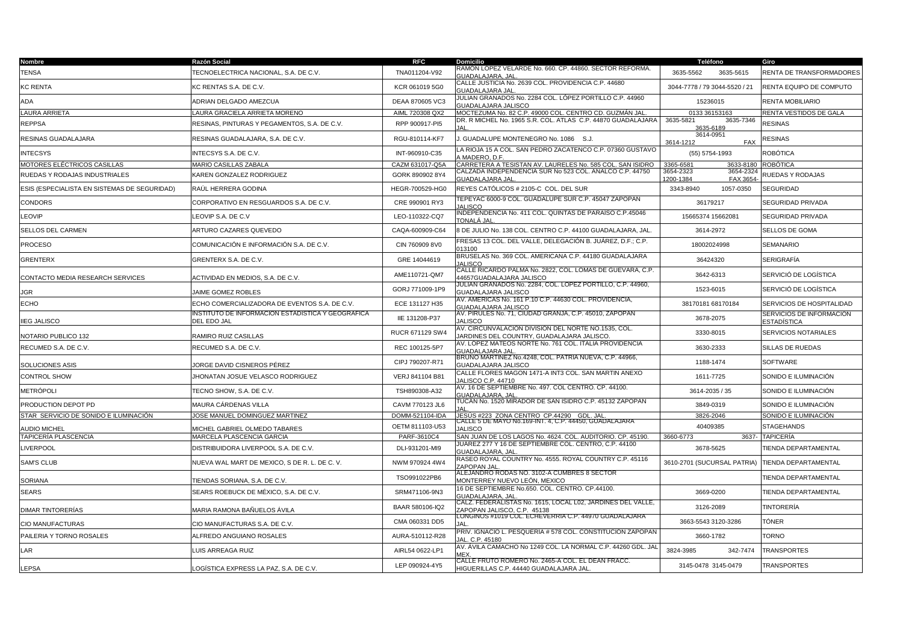| Nombre | Razón Social | RFC | Domicilio | Teléfono | Giro |
|---|---|---|---|---|---|
| TENSA | TECNOELECTRICA NACIONAL, S.A. DE C.V. | TNA011204-V92 | RAMÓN LÓPEZ VELARDE No. 660. CP. 44860. SECTOR REFORMA. GUADALAJARA, JAL. | 3635-5562 3635-5615 | RENTA DE TRANSFORMADORES |
| KC RENTA | KC RENTAS S.A. DE C.V. | KCR 061019 5G0 | CALLE JUSTICIA No. 2639 COL. PROVIDENCIA C.P. 44680 GUADALAJARA JAL. | 3044-7778 / 79 3044-5520 / 21 | RENTA EQUIPO DE COMPUTO |
| ADA | ADRIAN DELGADO AMEZCUA | DEAA 870605 VC3 | JULIAN GRANADOS No. 2284 COL. LÓPEZ PORTILLO C.P. 44960 GUADALAJARA JALISCO | 15236015 | RENTA MOBILIARIO |
| LAURA ARRIETA | LAURA GRACIELA ARRIETA MORENO | AIML 720308 QX2 | MOCTEZUMA No. 82 C.P. 49000 COL. CENTRO CD. GUZMÁN JAL. | 0133 36153163 | RENTA VESTIDOS DE GALA |
| REPPSA | RESINAS, PINTURAS Y PEGAMENTOS, S.A. DE C.V. | RPP 900917-PI5 | DR. R MICHEL No. 1965 S.R. COL. ATLAS C.P. 44870 GUADALAJARA JAL. | 3635-5821 3635-7346 3635-6189 | RESINAS |
| RESINAS GUADALAJARA | RESINAS GUADALAJARA, S.A. DE C.V. | RGU-810114-KF7 | J. GUADALUPE MONTENEGRO No. 1086 S.J. | 3614-0951 3614-1212 FAX | RESINAS |
| INTECSYS | INTECSYS S.A. DE C.V. | INT-960910-C35 | LA RIOJA 15 A COL. SAN PEDRO ZACATENCO C.P. 07360 GUSTAVO A MADERO, D.F. | (55) 5754-1993 | ROBÓTICA |
| MOTORES ELÉCTRICOS CASILLAS | MARIO CASILLAS ZABALA | CAZM 631017-Q5A | CARRETERA A TESISTAN AV. LAURELES No. 585 COL. SAN ISIDRO | 3365-6581 3633-8180 | ROBÓTICA |
| RUEDAS Y RODAJAS INDUSTRIALES | KAREN GONZALEZ RODRIGUEZ | GORK 890902 8Y4 | CALZADA INDEPENDENCIA SUR No 523 COL. ANALCO C.P. 44750 GUADALAJARA JAL. | 3654-2323 3654-2324 1200-1384 FAX 3654- | RUEDAS Y RODAJAS |
| ESIS (ESPECIALISTA EN SISTEMAS DE SEGURIDAD) | RAÚL HERRERA GODINA | HEGR-700529-HG0 | REYES CATÓLICOS # 2105-C COL. DEL SUR | 3343-8940 1057-0350 | SEGURIDAD |
| CONDORS | CORPORATIVO EN RESGUARDOS S.A. DE C.V. | CRE 990901 RY3 | TEPEYAC 6000-9 COL. GUADALUPE SUR C.P. 45047 ZAPOPAN JALISCO | 36179217 | SEGURIDAD PRIVADA |
| LEOVIP | LEOVIP S.A. DE C.V | LEO-110322-CQ7 | INDEPENDENCIA No. 411 COL. QUINTAS DE PARAISO C.P.45046 TONALÁ JAL. | 15665374 15662081 | SEGURIDAD PRIVADA |
| SELLOS DEL CARMEN | ARTURO CAZARES QUEVEDO | CAQA-600909-C64 | 8 DE JULIO No. 138 COL. CENTRO C.P. 44100 GUADALAJARA, JAL. | 3614-2972 | SELLOS DE GOMA |
| PROCESO | COMUNICACIÓN E INFORMACIÓN S.A. DE C.V. | CIN 760909 8V0 | FRESAS 13 COL. DEL VALLE, DELEGACIÓN B. JUÁREZ, D.F.; C.P. 013100 | 18002024998 | SEMANARIO |
| GRENTERX | GRENTERX S.A. DE C.V. | GRE 14044619 | BRUSELAS No. 369 COL. AMERICANA C.P. 44180 GUADALAJARA JALISCO | 36424320 | SERIGRAFÍA |
| CONTACTO MEDIA RESEARCH SERVICES | ACTIVIDAD EN MEDIOS, S.A. DE C.V. | AME110721-QM7 | CALLE RICARDO PALMA No. 2822, COL. LOMAS DE GUEVARA, C.P. 44657GUADALAJARA JALISCO | 3642-6313 | SERVICIÓ DE LOGÍSTICA |
| JGR | JAIME GOMEZ ROBLES | GORJ 771009-1P9 | JULIAN GRANADOS No. 2284, COL. LOPEZ PORTILLO, C.P. 44960, GUADALAJARA JALISCO | 1523-6015 | SERVICIÓ DE LOGÍSTICA |
| ECHO | ECHO COMERCIALIZADORA DE EVENTOS S.A. DE C.V. | ECE 131127 H35 | AV. AMERICAS No. 161 P.10 C.P. 44630 COL. PROVIDENCIA, GUADALAJARA JALISCO | 38170181 68170184 | SERVICIOS DE HOSPITALIDAD |
| IIEG JALISCO | INSTITUTO DE INFORMACIÓN ESTADÍSTICA Y GEOGRÁFICA DEL EDO JAL | IIE 131208-P37 | AV. PIRULES No. 71, CIUDAD GRANJA, C.P. 45010, ZAPOPAN JALISCO | 3678-2075 | SERVICIOS DE INFORMACIÓN ESTADÍSTICA |
| NOTARIO PUBLICO 132 | RAMIRO RUIZ CASILLAS | RUCR 671129 SW4 | AV. CIRCUNVALACIÓN DIVISIÓN DEL NORTE NO.1535, COL. JARDINES DEL COUNTRY, GUADALAJARA JALISCO. | 3330-8015 | SERVICIOS NOTARIALES |
| RECUMED S.A. DE C.V. | RECUMED S.A. DE C.V. | REC 100125-5P7 | AV. LOPEZ MATEOS NORTE No. 761 COL. ITALIA PROVIDENCIA GUADALAJARA JAL. | 3630-2333 | SILLAS DE RUEDAS |
| SOLUCIONES ASIS | JORGE DAVID CISNEROS PÉREZ | CIPJ 790207-R71 | BRUNO MARTINEZ No.4248, COL. PATRIA NUEVA, C.P. 44966, GUADALAJARA JALISCO | 1188-1474 | SOFTWARE |
| CONTROL SHOW | JHONATAN JOSUE VELASCO RODRIGUEZ | VERJ 841104 B81 | CALLE FLORES MAGON 1471-A INT3 COL. SAN MARTIN ANEXO JALISCO C.P. 44710 | 1611-7725 | SONIDO E ILUMINACIÓN |
| METRÓPOLI | TECNO SHOW, S.A. DE C.V. | TSH890308-A32 | AV. 16 DE SEPTIEMBRE No. 497. COL CENTRO. CP. 44100. GUADALAJARA, JAL. | 3614-2035 / 35 | SONIDO E ILUMINACIÓN |
| PRODUCTION DEPOT PD | MAURA CÁRDENAS VILLA | CAVM 770123 JL6 | TUCAN No. 1520 MIRADOR DE SAN ISIDRO C.P. 45132 ZAPOPAN JAL. | 3849-0319 | SONIDO E ILUMINACIÓN |
| STAR SERVICIO DE SONIDO E ILUMINACIÓN | JOSE MANUEL DOMINGUEZ MARTINEZ | DOMM-521104-IDA | JESÚS #223 ZONA CENTRO CP.44290 GDL. JAL. | 3826-2046 | SONIDO E ILUMINACIÓN |
| AUDIO MICHEL | MICHEL GABRIEL OLMEDO TABARES | OETM 811103-U53 | CALLE 5 DE MAYO No.169-INT. 4, C.P. 44450, GUADALAJARA JALISCO | 40409385 | STAGEHANDS |
| TAPICERÍA PLASCENCIA | MARCELA PLASCENCIA GARCIA | PARF-3610C4 | SAN JUAN DE LOS LAGOS No. 4624. COL. AUDITORIO. CP. 45190. | 3660-6773 3637- | TAPICERÍA |
| LIVERPOOL | DISTRIBUIDORA LIVERPOOL S.A. DE C.V. | DLI-931201-MI9 | JUAREZ 277 Y 16 DE SEPTIEMBRE COL. CENTRO, C.P. 44100 GUADALAJARA, JAL. | 3678-5625 | TIENDA DEPARTAMENTAL |
| SAM'S CLUB | NUEVA WAL MART DE MEXICO, S DE R. L. DE C. V. | NWM 970924 4W4 | RASEO ROYAL COUNTRY No. 4555. ROYAL COUNTRY C.P. 45116 ZAPOPAN JAL. | 3610-2701 (SUCURSAL PATRIA) | TIENDA DEPARTAMENTAL |
| SORIANA | TIENDAS SORIANA, S.A. DE C.V. | TSO991022PB6 | ALEJANDRO RODAS NO. 3102-A CUMBRES 8 SECTOR MONTERREY NUEVO LEÓN, MEXICO | | TIENDA DEPARTAMENTAL |
| SEARS | SEARS ROEBUCK DE MÉXICO, S.A. DE C.V. | SRM471106-9N3 | 16 DE SEPTIEMBRE No.650. COL. CENTRO. CP.44100. GUADALAJARA, JAL. | 3669-0200 | TIENDA DEPARTAMENTAL |
| DIMAR TINTORERÍAS | MARIA RAMONA BAÑUELOS ÁVILA | BAAR 580106-IQ2 | CALZ. FEDERALISTAS No. 1615, LOCAL L02, JARDINES DEL VALLE, ZAPOPAN JALISCO, C.P. 45138 | 3126-2089 | TINTORERÍA |
| CIO MANUFACTURAS | CIO MANUFACTURAS S.A. DE C.V. | CMA 060331 DD5 | LONGINOS #1019 COL. ECHEVERRIA C.P. 44970 GUADALAJARA JAL. | 3663-5543 3120-3286 | TÓNER |
| PAILERIA Y TORNO ROSALES | ALFREDO ANGUIANO ROSALES | AURA-510112-R28 | PRIV. IGNACIO L. PESQUERIA # 578 COL. CONSTITUCIÓN ZAPOPAN JAL. C.P. 45180 | 3660-1782 | TORNO |
| LAR | LUIS ARREAGA RUIZ | AIRL54 0622-LP1 | AV. ÁVILA CAMACHO No 1249 COL. LA NORMAL C.P. 44260 GDL. JAL MEX. | 3824-3985 342-7474 | TRANSPORTES |
| LEPSA | LOGÍSTICA EXPRESS LA PAZ, S.A. DE C.V. | LEP 090924-4Y5 | CALLE FRUTO ROMERO No. 2465-A COL. EL DEAN FRACC. HIGUERILLAS C.P. 44440 GUADALAJARA JAL. | 3145-0478 3145-0479 | TRANSPORTES |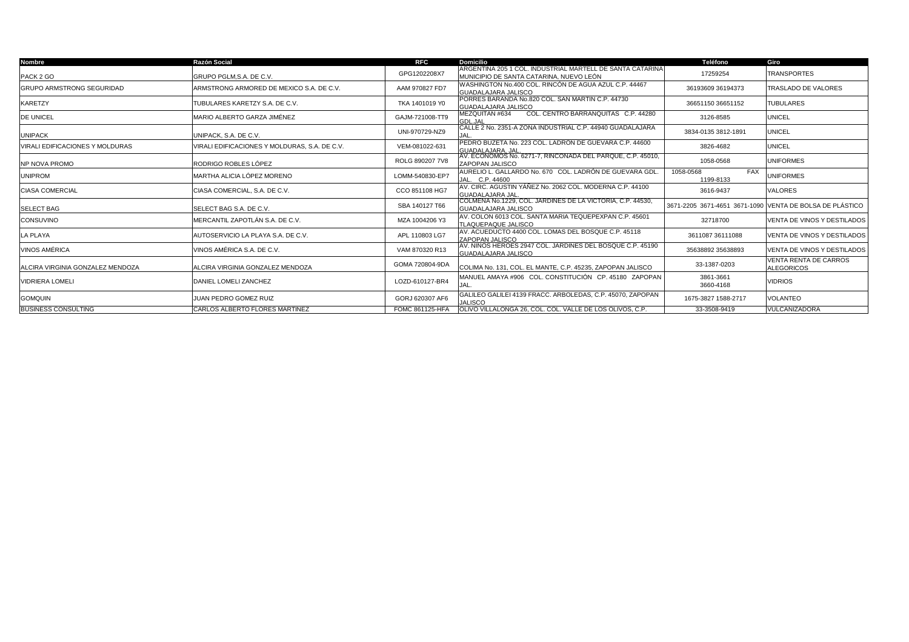| Nombre | Razón Social | RFC | Domicilio | Teléfono | Giro |
|---|---|---|---|---|---|
| PACK 2 GO | GRUPO PGLM,S.A. DE C.V. | GPG1202208X7 | ARGENTINA 205 1 COL. INDUSTRIAL MARTELL DE SANTA CATARINA MUNICIPIO DE SANTA CATARINA, NUEVO LEÓN | 17259254 | TRANSPORTES |
| GRUPO ARMSTRONG SEGURIDAD | ARMSTRONG ARMORED DE MEXICO S.A. DE C.V. | AAM 970827 FD7 | WASHINGTON No.400 COL. RINCÓN DE AGUA AZUL C.P. 44467 GUADALAJARA JALISCO | 36193609 36194373 | TRASLADO DE VALORES |
| KARETZY | TUBULARES KARETZY S.A. DE C.V. | TKA 1401019 Y0 | PORRES BARANDA No.820 COL. SAN MARTIN C.P. 44730 GUADALAJARA JALISCO | 36651150 36651152 | TUBULARES |
| DE UNICEL | MARIO ALBERTO GARZA JIMÉNEZ | GAJM-721008-TT9 | MEZQUITAN #634 COL. CENTRO BARRANQUITAS C.P. 44280 GDL.JAL | 3126-8585 | UNICEL |
| UNIPACK | UNIPACK, S.A. DE C.V. | UNI-970729-NZ9 | CALLE 2 No. 2351-A ZONA INDUSTRIAL C.P. 44940 GUADALAJARA JAL. | 3834-0135 3812-1891 | UNICEL |
| VIRALI EDIFICACIONES Y MOLDURAS | VIRALI EDIFICACIONES Y MOLDURAS, S.A. DE C.V. | VEM-081022-631 | PEDRO BUZETA No. 223 COL. LADRON DE GUEVARA C.P. 44600 GUADALAJARA, JAL. | 3826-4682 | UNICEL |
| NP NOVA PROMO | RODRIGO ROBLES LÓPEZ | ROLG 890207 7V8 | AV. ECONOMOS No. 6271-7, RINCONADA DEL PARQUE, C.P. 45010, ZAPOPAN JALISCO | 1058-0568 | UNIFORMES |
| UNIPROM | MARTHA ALICIA LÓPEZ MORENO | LOMM-540830-EP7 | AURELIO L. GALLARDO No. 670 COL. LADRÓN DE GUEVARA GDL. JAL. C.P. 44600 | 1058-0568 FAX 1199-8133 | UNIFORMES |
| CIASA COMERCIAL | CIASA COMERCIAL, S.A. DE C.V. | CCO 851108 HG7 | AV. CIRC. AGUSTIN YÁÑEZ No. 2062 COL. MODERNA C.P. 44100 GUADALAJARA JAL. | 3616-9437 | VALORES |
| SELECT BAG | SELECT BAG S.A. DE C.V. | SBA 140127 T66 | COLMENA No.1229, COL. JARDINES DE LA VICTORIA, C.P. 44530, GUADALAJARA JALISCO | 3671-2205 3671-4651 3671-1090 | VENTA DE BOLSA DE PLÁSTICO |
| CONSUVINO | MERCANTIL ZAPOTLÁN S.A. DE C.V. | MZA 1004206 Y3 | AV. COLON 6013 COL. SANTA MARIA TEQUEPEXPAN C.P. 45601 TLAQUEPAQUE JALISCO | 32718700 | VENTA DE VINOS Y DESTILADOS |
| LA PLAYA | AUTOSERVICIO LA PLAYA S.A. DE C.V. | APL 110803 LG7 | AV. ACUEDUCTO 4400 COL. LOMAS DEL BOSQUE C.P. 45118 ZAPOPAN JALISCO | 3611087 36111088 | VENTA DE VINOS Y DESTILADOS |
| VINOS AMÉRICA | VINOS AMÉRICA S.A. DE C.V. | VAM 870320 R13 | AV. NIÑOS HEROES 2947 COL. JARDINES DEL BOSQUE C.P. 45190 GUADALAJARA JALISCO | 35638892 35638893 | VENTA DE VINOS Y DESTILADOS |
| ALCIRA VIRGINIA GONZALEZ MENDOZA | ALCIRA VIRGINIA GONZALEZ MENDOZA | GOMA 720804-9DA | COLIMA No. 131, COL. EL MANTE, C.P. 45235, ZAPOPAN JALISCO | 33-1387-0203 | VENTA RENTA DE CARROS ALEGORICOS |
| VIDRIERA LOMELI | DANIEL LOMELI ZANCHEZ | LOZD-610127-BR4 | MANUEL AMAYA #906 COL. CONSTITUCIÓN CP. 45180 ZAPOPAN JAL. | 3861-3661 3660-4168 | VIDRIOS |
| GOMQUIN | JUAN PEDRO GOMEZ RUIZ | GORJ 620307 AF6 | GALILEO GALILEI 4139 FRACC. ARBOLEDAS, C.P. 45070, ZAPOPAN JALISCO | 1675-3827 1588-2717 | VOLANTEO |
| BUSINESS CONSULTING | CARLOS ALBERTO FLORES MARTINEZ | FOMC 861125-HFA | OLIVO VILLALONGA 26, COL. COL. VALLE DE LOS OLIVOS, C.P. | 33-3508-9419 | VULCANIZADORA |